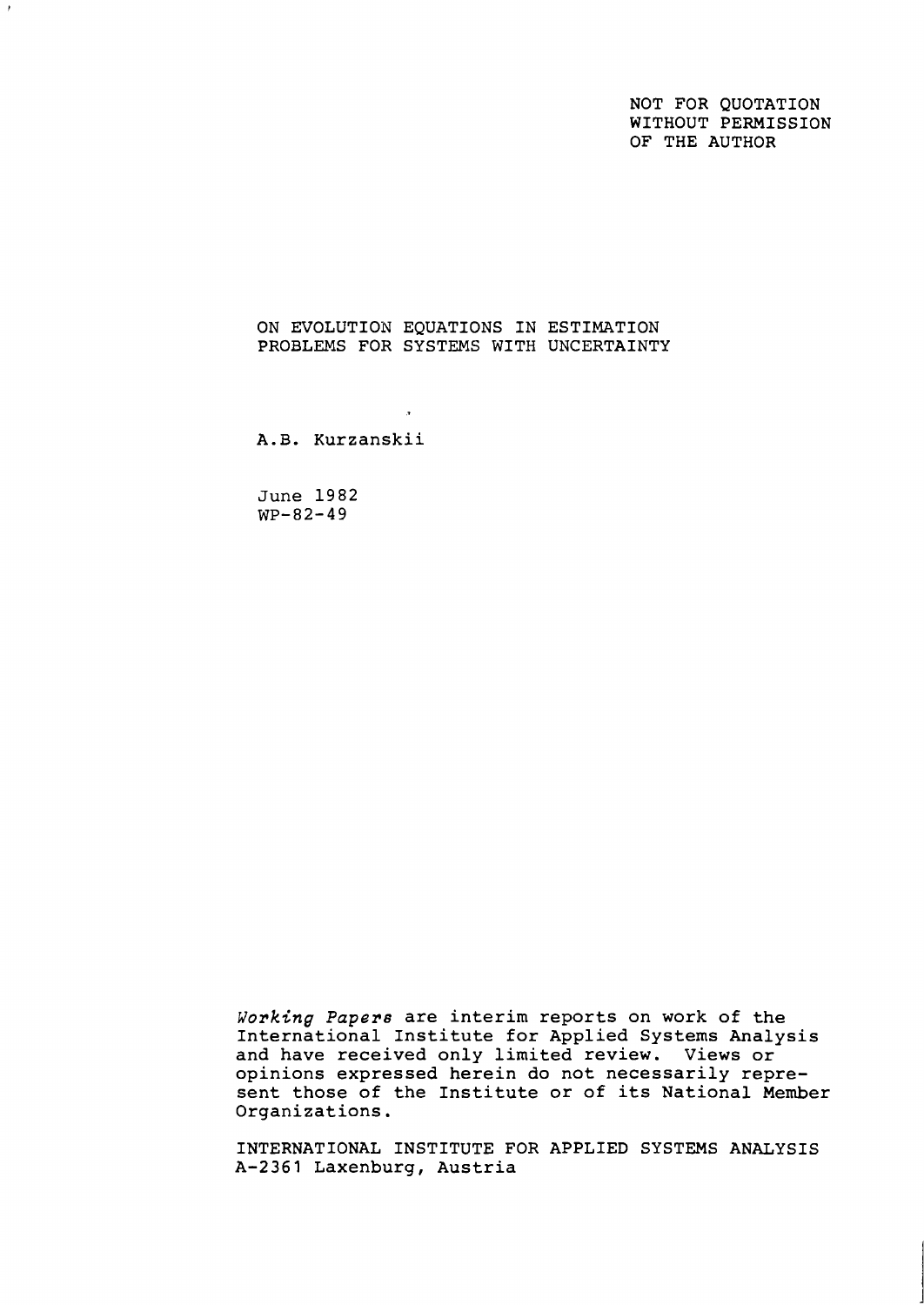NOT FOR QUOTATION
WITHOUT PERMISSION
OF THE AUTHOR

# ON EVOLUTION EQUATIONS IN ESTIMATION PROBLEMS FOR SYSTEMS WITH UNCERTAINTY

A.B. Kurzanskii

June 1982
WP-82-49

*Working Papers* are interim reports on work of the International Institute for Applied Systems Analysis and have received only limited review. Views or opinions expressed herein do not necessarily represent those of the Institute or of its National Member Organizations.

INTERNATIONAL INSTITUTE FOR APPLIED SYSTEMS ANALYSIS
A-2361 Laxenburg, Austria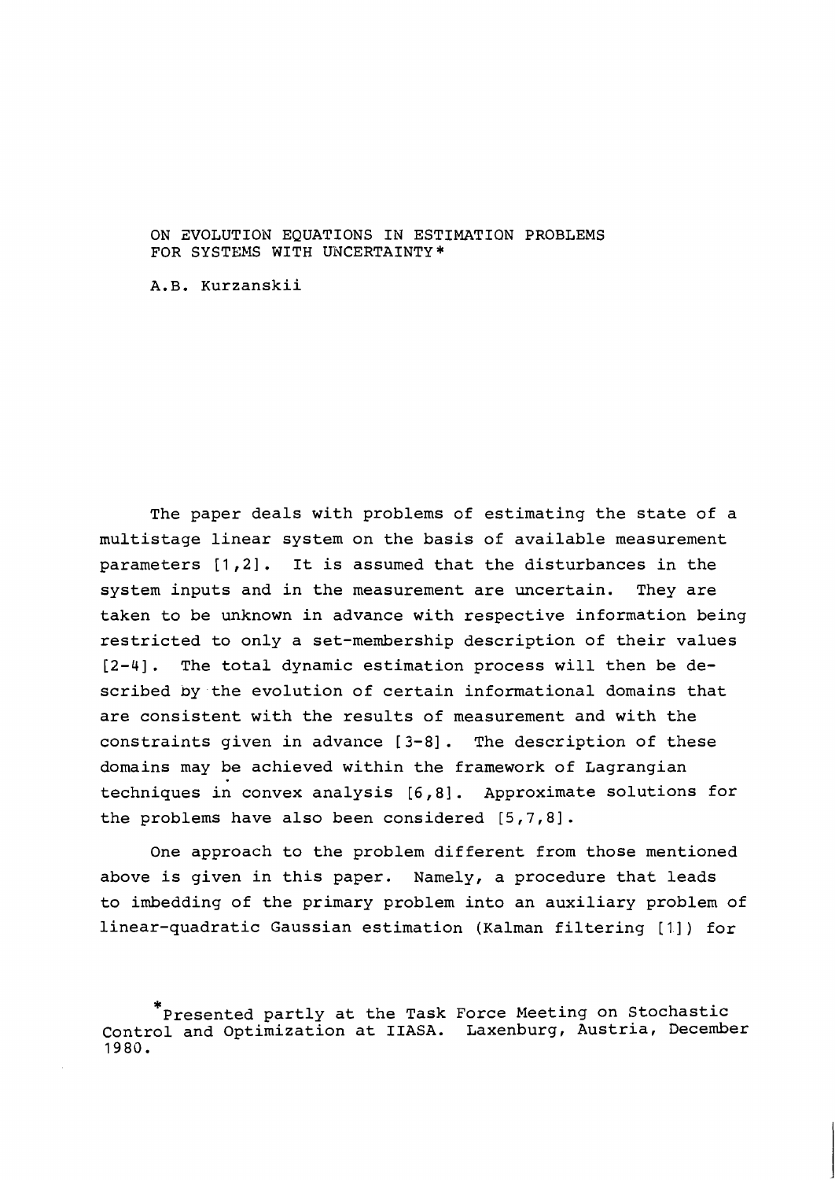# ON EVOLUTION EQUATIONS IN ESTIMATION PROBLEMS FOR SYSTEMS WITH UNCERTAINTY*

A.B. Kurzanskii

The paper deals with problems of estimating the state of a multistage linear system on the basis of available measurement parameters [1,2]. It is assumed that the disturbances in the system inputs and in the measurement are uncertain. They are taken to be unknown in advance with respective information being restricted to only a set-membership description of their values [2-4]. The total dynamic estimation process will then be described by the evolution of certain informational domains that are consistent with the results of measurement and with the constraints given in advance [3-8]. The description of these domains may be achieved within the framework of Lagrangian techniques in convex analysis [6,8]. Approximate solutions for the problems have also been considered [5,7,8].

One approach to the problem different from those mentioned above is given in this paper. Namely, a procedure that leads to imbedding of the primary problem into an auxiliary problem of linear-quadratic Gaussian estimation (Kalman filtering [1]) for

*Presented partly at the Task Force Meeting on Stochastic Control and Optimization at IIASA. Laxenburg, Austria, December 1980.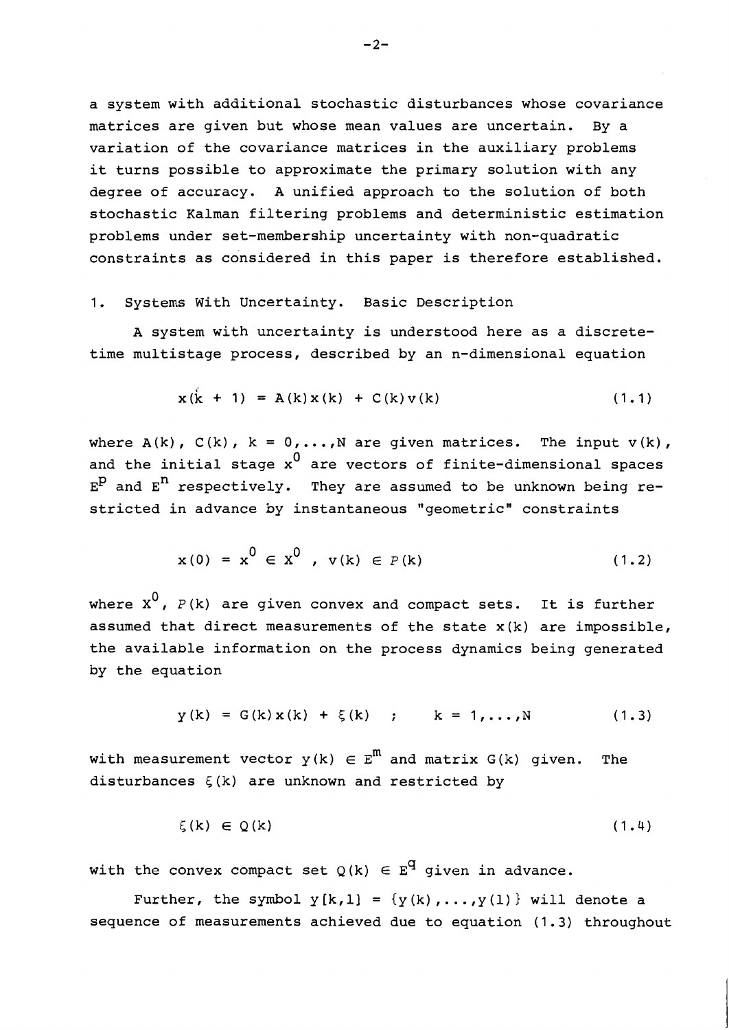a system with additional stochastic disturbances whose covariance matrices are given but whose mean values are uncertain. By a variation of the covariance matrices in the auxiliary problems it turns possible to approximate the primary solution with any degree of accuracy. A unified approach to the solution of both stochastic Kalman filtering problems and deterministic estimation problems under set-membership uncertainty with non-quadratic constraints as considered in this paper is therefore established.

## 1. Systems With Uncertainty. Basic Description

A system with uncertainty is understood here as a discrete-time multistage process, described by an n-dimensional equation

$$x(k + 1) = A(k)x(k) + C(k)v(k) \tag{1.1}$$

where $A(k)$, $C(k)$, $k = 0,\ldots,N$ are given matrices. The input $v(k)$, and the initial stage $x^0$ are vectors of finite-dimensional spaces $E^p$ and $E^n$ respectively. They are assumed to be unknown being restricted in advance by instantaneous "geometric" constraints

$$x(0) = x^0 \in X^0 \ , \ v(k) \in P(k) \tag{1.2}$$

where $X^0$, $P(k)$ are given convex and compact sets. It is further assumed that direct measurements of the state $x(k)$ are impossible, the available information on the process dynamics being generated by the equation

$$y(k) = G(k)x(k) + \xi(k) \quad ; \qquad k = 1,\ldots,N \tag{1.3}$$

with measurement vector $y(k) \in E^m$ and matrix $G(k)$ given. The disturbances $\xi(k)$ are unknown and restricted by

$$\xi(k) \in Q(k) \tag{1.4}$$

with the convex compact set $Q(k) \in E^q$ given in advance.

Further, the symbol $y[k,l] = \{y(k),\ldots,y(l)\}$ will denote a sequence of measurements achieved due to equation (1.3) throughout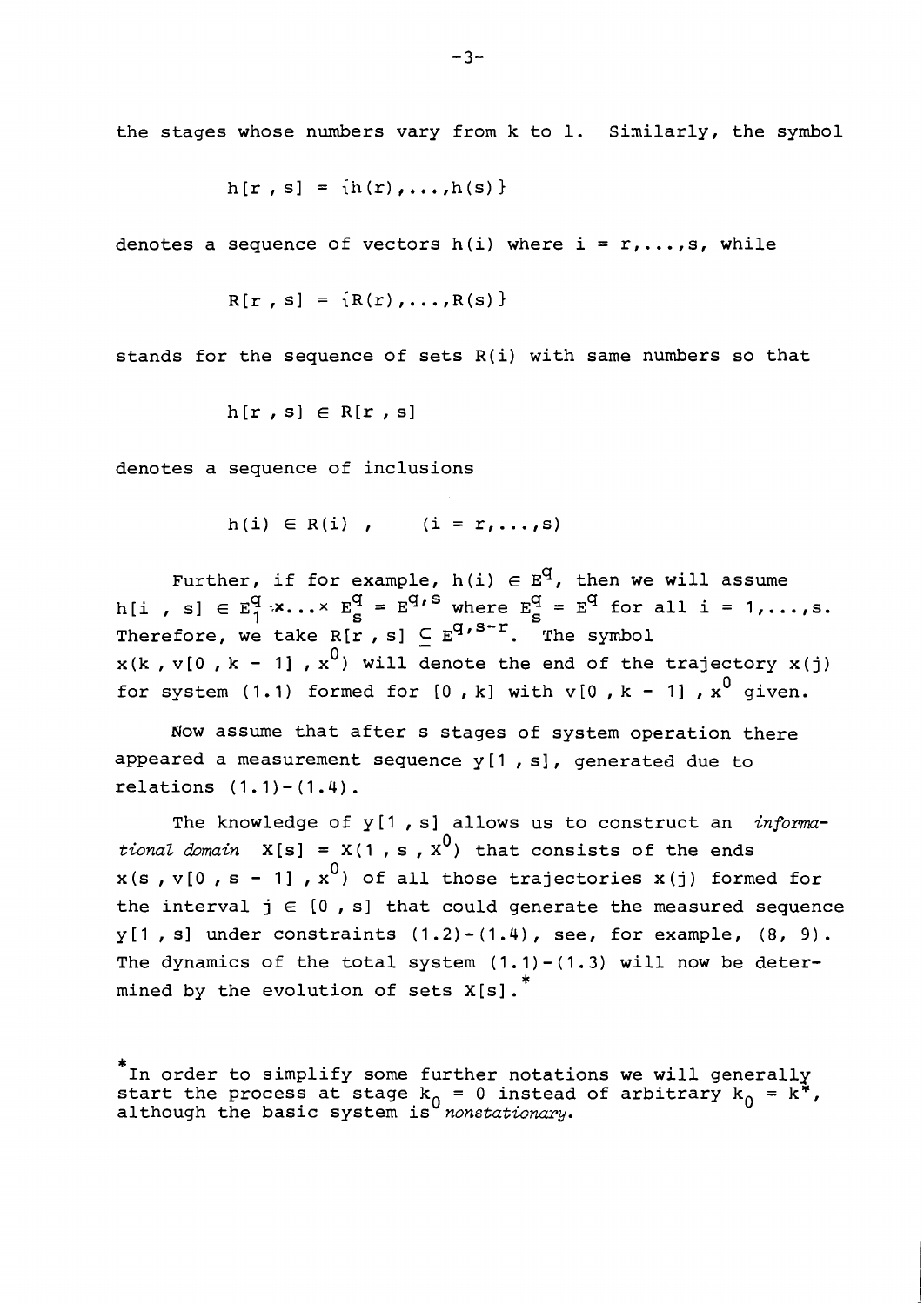the stages whose numbers vary from k to 1. Similarly, the symbol

$$h[r , s] = \{h(r),\ldots,h(s)\}$$

denotes a sequence of vectors $h(i)$ where $i = r,\ldots,s$, while

$$R[r , s] = \{R(r),\ldots,R(s)\}$$

stands for the sequence of sets $R(i)$ with same numbers so that

$$h[r , s] \in R[r , s]$$

denotes a sequence of inclusions

$$h(i) \in R(i) , \qquad (i = r,\ldots,s)$$

Further, if for example, $h(i) \in E^q$, then we will assume $h[i , s] \in E_1^q \times \ldots \times E_s^q = E^{q,s}$ where $E_s^q = E^q$ for all $i = 1,\ldots,s$. Therefore, we take $R[r , s] \subseteq E^{q,s-r}$. The symbol $x(k , v[0 , k - 1] , x^0)$ will denote the end of the trajectory $x(j)$ for system (1.1) formed for $[0 , k]$ with $v[0 , k - 1] , x^0$ given.

Now assume that after s stages of system operation there appeared a measurement sequence $y[1 , s]$, generated due to relations (1.1)-(1.4).

The knowledge of $y[1 , s]$ allows us to construct an *informational domain* $X[s] = X(1 , s , X^0)$ that consists of the ends $x(s , v[0 , s - 1] , x^0)$ of all those trajectories $x(j)$ formed for the interval $j \in [0 , s]$ that could generate the measured sequence $y[1 , s]$ under constraints (1.2)-(1.4), see, for example, (8, 9). The dynamics of the total system (1.1)-(1.3) will now be determined by the evolution of sets $X[s]$.*

*In order to simplify some further notations we will generally start the process at stage $k_0 = 0$ instead of arbitrary $k_0 = k^*$, although the basic system is *nonstationary*.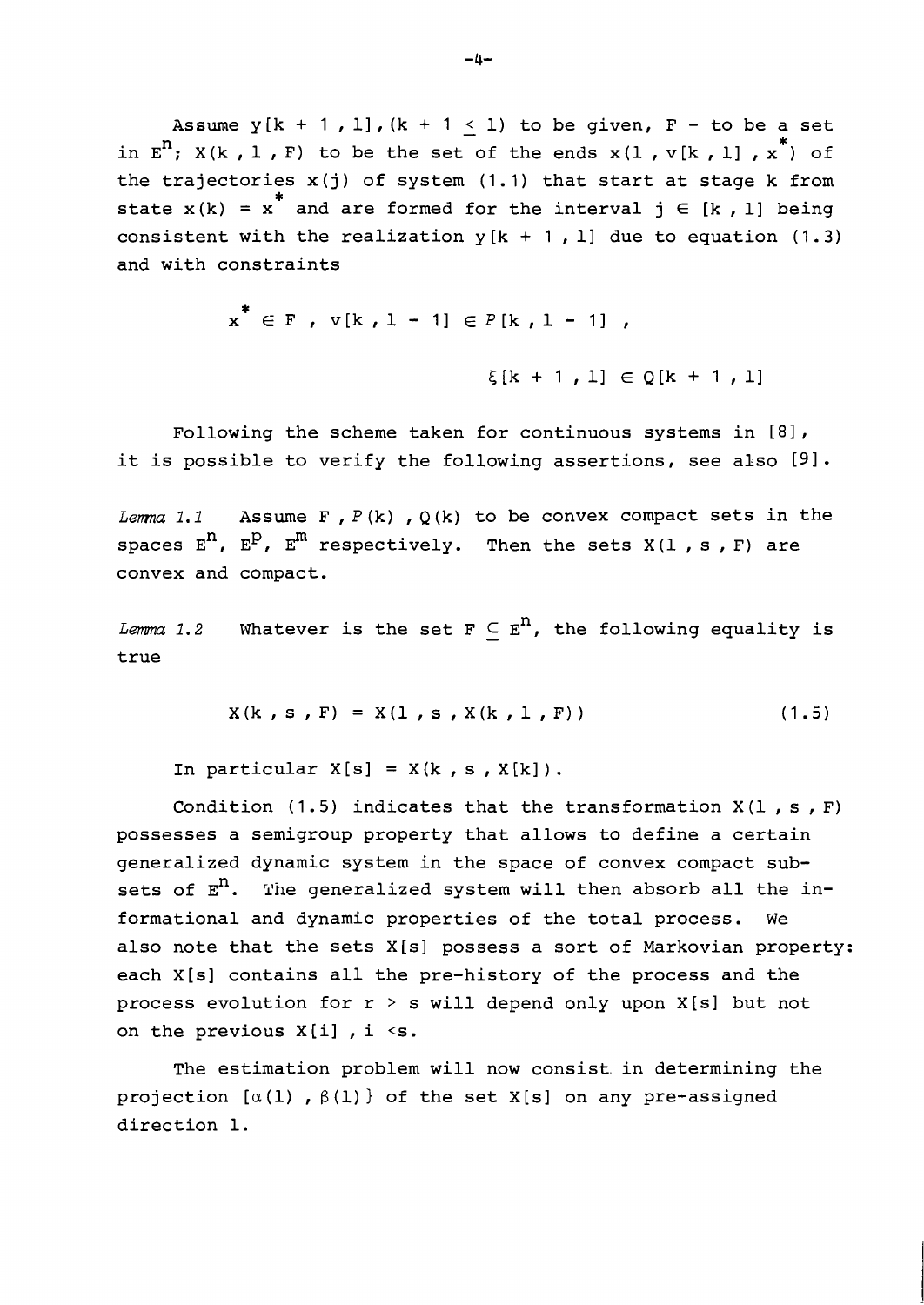Assume $y[k+1, l], (k+1 \leq l)$ to be given, $F$ - to be a set in $E^n$; $X(k, l, F)$ to be the set of the ends $x(l, v[k, l], x^*)$ of the trajectories $x(j)$ of system (1.1) that start at stage $k$ from state $x(k) = x^*$ and are formed for the interval $j \in [k, l]$ being consistent with the realization $y[k+1, l]$ due to equation (1.3) and with constraints

$$x^* \in F \ , \ v[k, l-1] \in P[k, l-1] \ ,$$

$$\xi[k+1, l] \in Q[k+1, l]$$

Following the scheme taken for continuous systems in [8], it is possible to verify the following assertions, see also [9].

*Lemma 1.1* Assume $F, P(k), Q(k)$ to be convex compact sets in the spaces $E^n$, $E^p$, $E^m$ respectively. Then the sets $X(l, s, F)$ are convex and compact.

*Lemma 1.2* Whatever is the set $F \subseteq E^n$, the following equality is true

$$X(k, s, F) = X(l, s, X(k, l, F)) \tag{1.5}$$

In particular $X[s] = X(k, s, X[k])$.

Condition (1.5) indicates that the transformation $X(l, s, F)$ possesses a semigroup property that allows to define a certain generalized dynamic system in the space of convex compact subsets of $E^n$. The generalized system will then absorb all the informational and dynamic properties of the total process. We also note that the sets $X[s]$ possess a sort of Markovian property: each $X[s]$ contains all the pre-history of the process and the process evolution for $r > s$ will depend only upon $X[s]$ but not on the previous $X[i]$, $i < s$.

The estimation problem will now consist in determining the projection $[\alpha(l), \beta(l)\}$ of the set $X[s]$ on any pre-assigned direction $l$.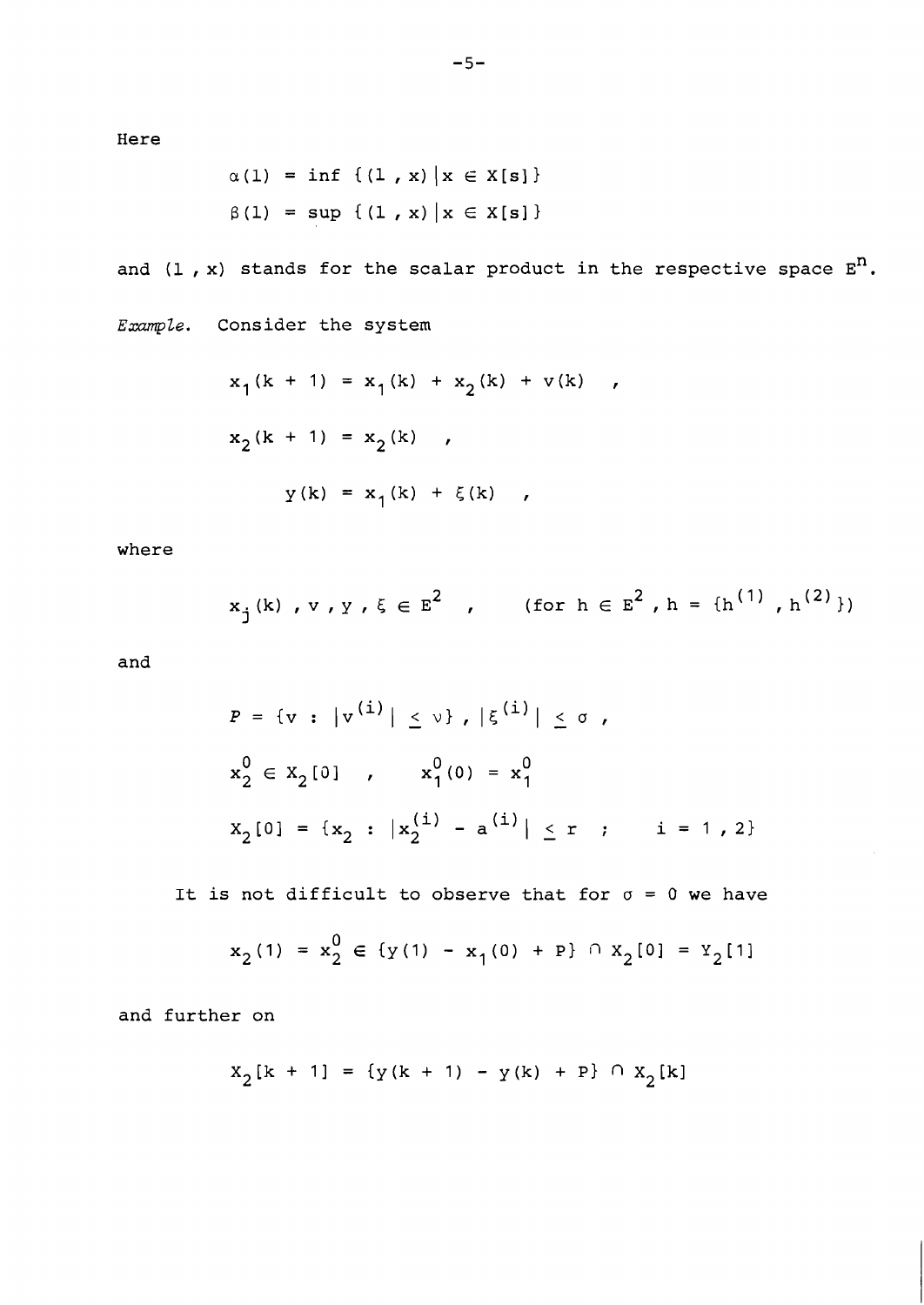Here

$$\alpha(l) = \inf \{(l , x) | x \in X[s]\}$$

$$\beta(l) = \sup \{(l , x) | x \in X[s]\}$$

and $(l , x)$ stands for the scalar product in the respective space $E^n$.

*Example.* Consider the system

$$x_1(k + 1) = x_1(k) + x_2(k) + v(k) \quad ,$$

$$x_2(k + 1) = x_2(k) \quad ,$$

$$y(k) = x_1(k) + \xi(k) \quad ,$$

where

$$x_j(k) , v , y , \xi \in E^2 \quad , \qquad (\text{for } h \in E^2 , h = \{h^{(1)} , h^{(2)}\})$$

and

$$P = \{v : |v^{(i)}| \leq \nu\} , |\xi^{(i)}| \leq \sigma ,$$

$$x_2^0 \in X_2[0] \quad , \qquad x_1^0(0) = x_1^0$$

$$X_2[0] = \{x_2 : |x_2^{(i)} - a^{(i)}| \leq r \quad ; \qquad i = 1 , 2\}$$

It is not difficult to observe that for $\sigma = 0$ we have

$$x_2(1) = x_2^0 \in \{y(1) - x_1(0) + P\} \cap X_2[0] = Y_2[1]$$

and further on

$$X_2[k + 1] = \{y(k + 1) - y(k) + P\} \cap X_2[k]$$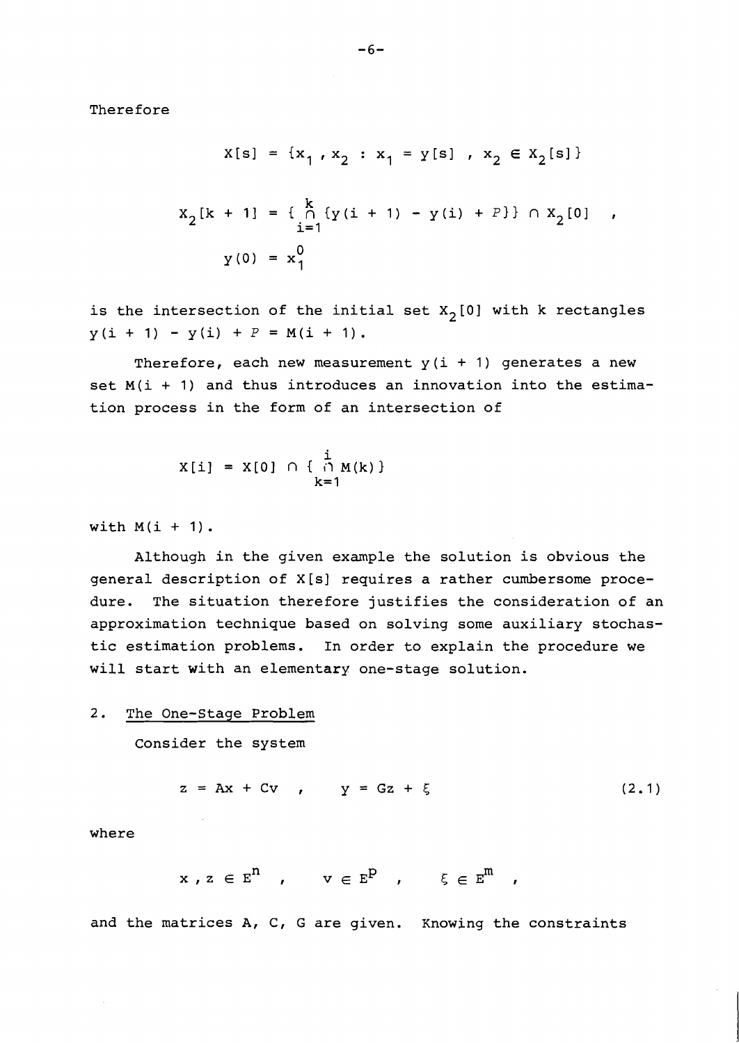Therefore

$$X[s] = \{x_1 , x_2 : x_1 = y[s] , x_2 \in X_2[s]\}$$

$$X_2[k + 1] = \{ \bigcap_{i=1}^{k} \{y(i + 1) - y(i) + P\}\} \cap X_2[0] ,$$

$$y(0) = x_1^0$$

is the intersection of the initial set $X_2[0]$ with k rectangles $y(i + 1) - y(i) + P = M(i + 1)$.

Therefore, each new measurement $y(i + 1)$ generates a new set $M(i + 1)$ and thus introduces an innovation into the estimation process in the form of an intersection of

$$X[i] = X[0] \cap \{ \bigcap_{k=1}^{i} M(k)\}$$

with $M(i + 1)$.

Although in the given example the solution is obvious the general description of $X[s]$ requires a rather cumbersome procedure. The situation therefore justifies the consideration of an approximation technique based on solving some auxiliary stochastic estimation problems. In order to explain the procedure we will start with an elementary one-stage solution.

## 2. The One-Stage Problem

Consider the system

$$z = Ax + Cv \quad , \qquad y = Gz + \xi \tag{2.1}$$

where

$$x , z \in E^n \quad , \qquad v \in E^p \quad , \qquad \xi \in E^m \quad ,$$

and the matrices A, C, G are given. Knowing the constraints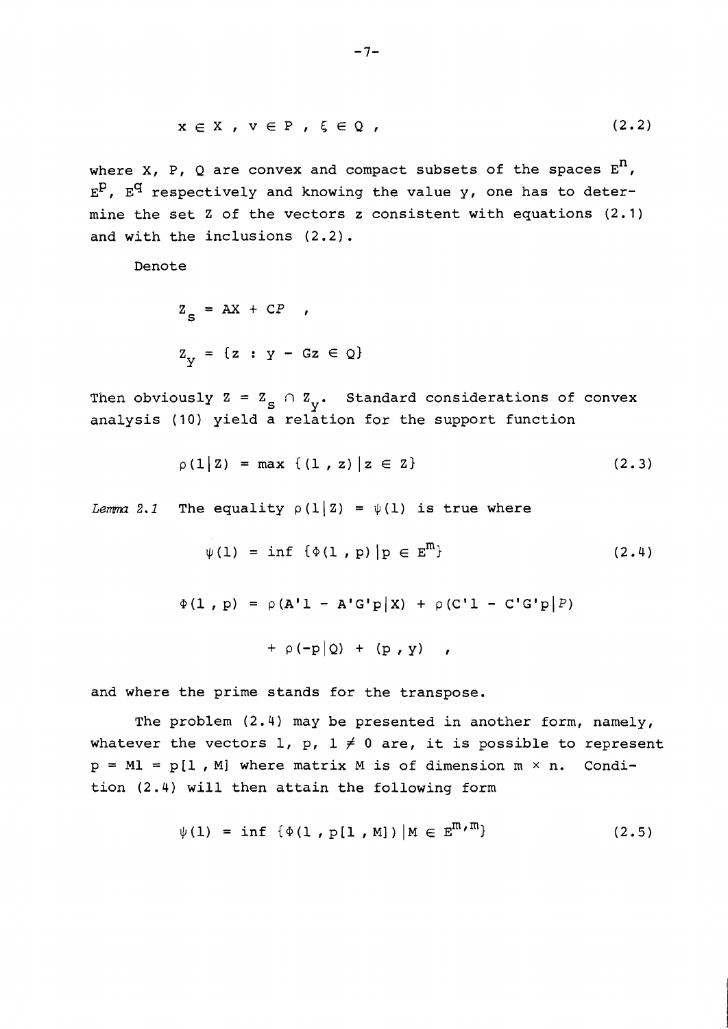$$x \in X \;,\; v \in P \;,\; \xi \in Q \;, \tag{2.2}$$

where X, P, Q are convex and compact subsets of the spaces $E^n$, $E^p$, $E^q$ respectively and knowing the value y, one has to determine the set Z of the vectors z consistent with equations (2.1) and with the inclusions (2.2).

Denote

$$Z_s = AX + CP \;,$$

$$Z_y = \{z : y - Gz \in Q\}$$

Then obviously $Z = Z_s \cap Z_y$. Standard considerations of convex analysis (10) yield a relation for the support function

$$\rho(l|Z) = \max\{(l, z)|z \in Z\} \tag{2.3}$$

*Lemma 2.1* The equality $\rho(l|Z) = \psi(l)$ is true where

$$\psi(l) = \inf\{\Phi(l, p)|p \in E^m\} \tag{2.4}$$

$$\Phi(l, p) = \rho(A'l - A'G'p|X) + \rho(C'l - C'G'p|P)$$

$$+ \rho(-p|Q) + (p, y) \;,$$

and where the prime stands for the transpose.

The problem (2.4) may be presented in another form, namely, whatever the vectors l, p, $l \neq 0$ are, it is possible to represent $p = Ml = p[l, M]$ where matrix M is of dimension $m \times n$. Condition (2.4) will then attain the following form

$$\psi(l) = \inf\{\Phi(l, p[l, M])|M \in E^{m,m}\} \tag{2.5}$$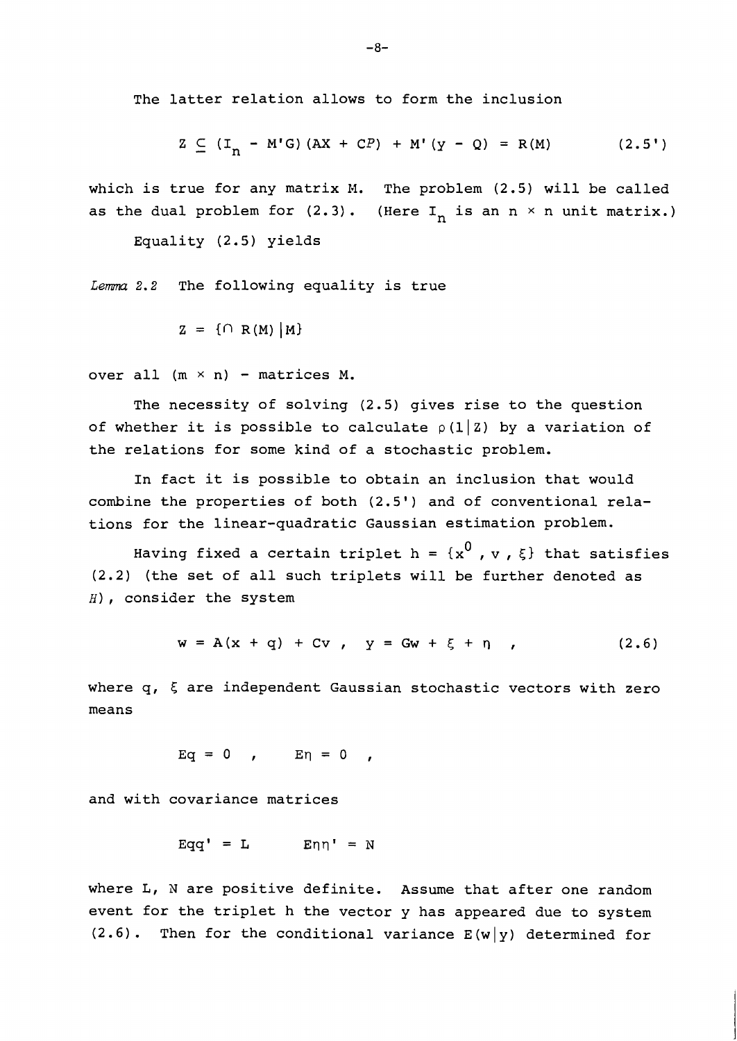The latter relation allows to form the inclusion

$$Z \subseteq (I_n - M'G)(AX + C\mathcal{P}) + M'(y - Q) = R(M) \qquad (2.5')$$

which is true for any matrix M. The problem (2.5) will be called as the dual problem for (2.3). (Here $I_n$ is an $n \times n$ unit matrix.)

Equality (2.5) yields

*Lemma 2.2* The following equality is true

$$Z = \{\cap\, R(M)\,|M\}$$

over all $(m \times n)$ - matrices M.

The necessity of solving (2.5) gives rise to the question of whether it is possible to calculate $\rho(l|Z)$ by a variation of the relations for some kind of a stochastic problem.

In fact it is possible to obtain an inclusion that would combine the properties of both (2.5') and of conventional relations for the linear-quadratic Gaussian estimation problem.

Having fixed a certain triplet $h = \{x^0, v, \xi\}$ that satisfies (2.2) (the set of all such triplets will be further denoted as $H$), consider the system

$$w = A(x + q) + Cv \;, \quad y = Gw + \xi + \eta \;, \qquad (2.6)$$

where q, $\xi$ are independent Gaussian stochastic vectors with zero means

$$Eq = 0 \;, \qquad E\eta = 0 \;,$$

and with covariance matrices

$$Eqq' = L \qquad E\eta\eta' = N$$

where L, N are positive definite. Assume that after one random event for the triplet h the vector y has appeared due to system (2.6). Then for the conditional variance $E(w|y)$ determined for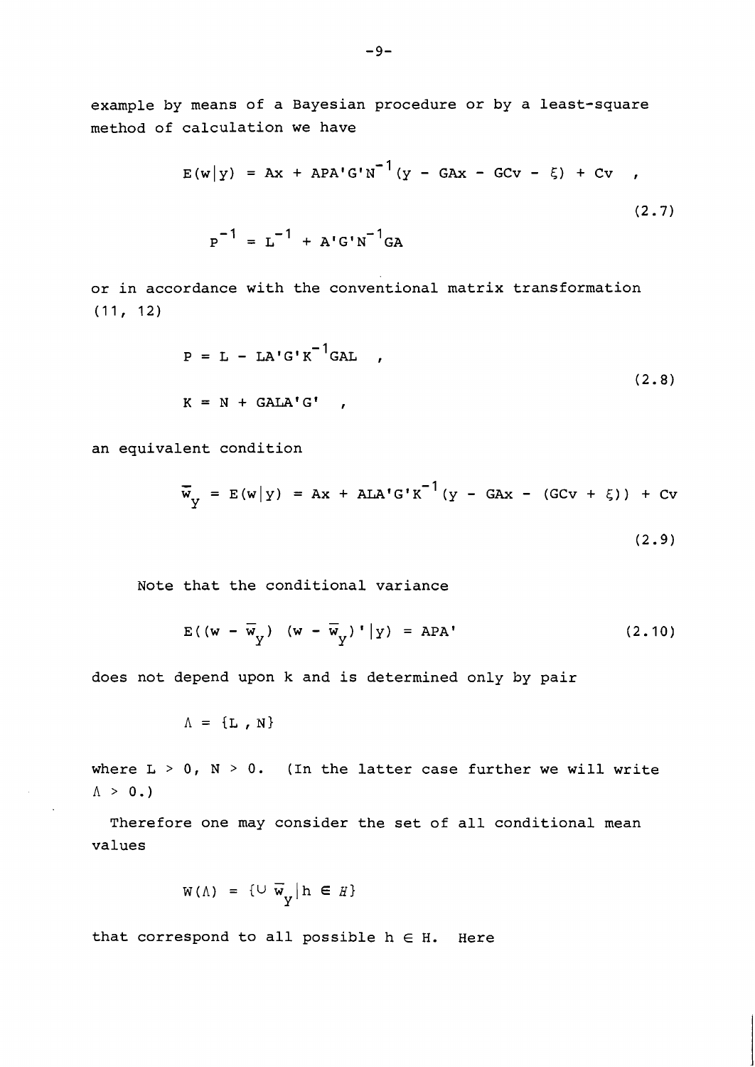example by means of a Bayesian procedure or by a least-square method of calculation we have

$$E(w|y) = Ax + APA'G'N^{-1}(y - GAx - GCv - \xi) + Cv \quad ,$$

$$P^{-1} = L^{-1} + A'G'N^{-1}GA \tag{2.7}$$

or in accordance with the conventional matrix transformation (11, 12)

$$P = L - LA'G'K^{-1}GAL \quad ,$$

$$K = N + GALA'G' \quad , \tag{2.8}$$

an equivalent condition

$$\bar{w}_y = E(w|y) = Ax + ALA'G'K^{-1}(y - GAx - (GCv + \xi)) + Cv \tag{2.9}$$

Note that the conditional variance

$$E((w - \bar{w}_y)\ (w - \bar{w}_y)'|y) = APA' \tag{2.10}$$

does not depend upon k and is determined only by pair

$$\Lambda = \{L , N\}$$

where $L > 0$, $N > 0$. (In the latter case further we will write $\Lambda > 0$.)

Therefore one may consider the set of all conditional mean values

$$W(\Lambda) = \{\cup\, \bar{w}_y | h \in H\}$$

that correspond to all possible $h \in H$. Here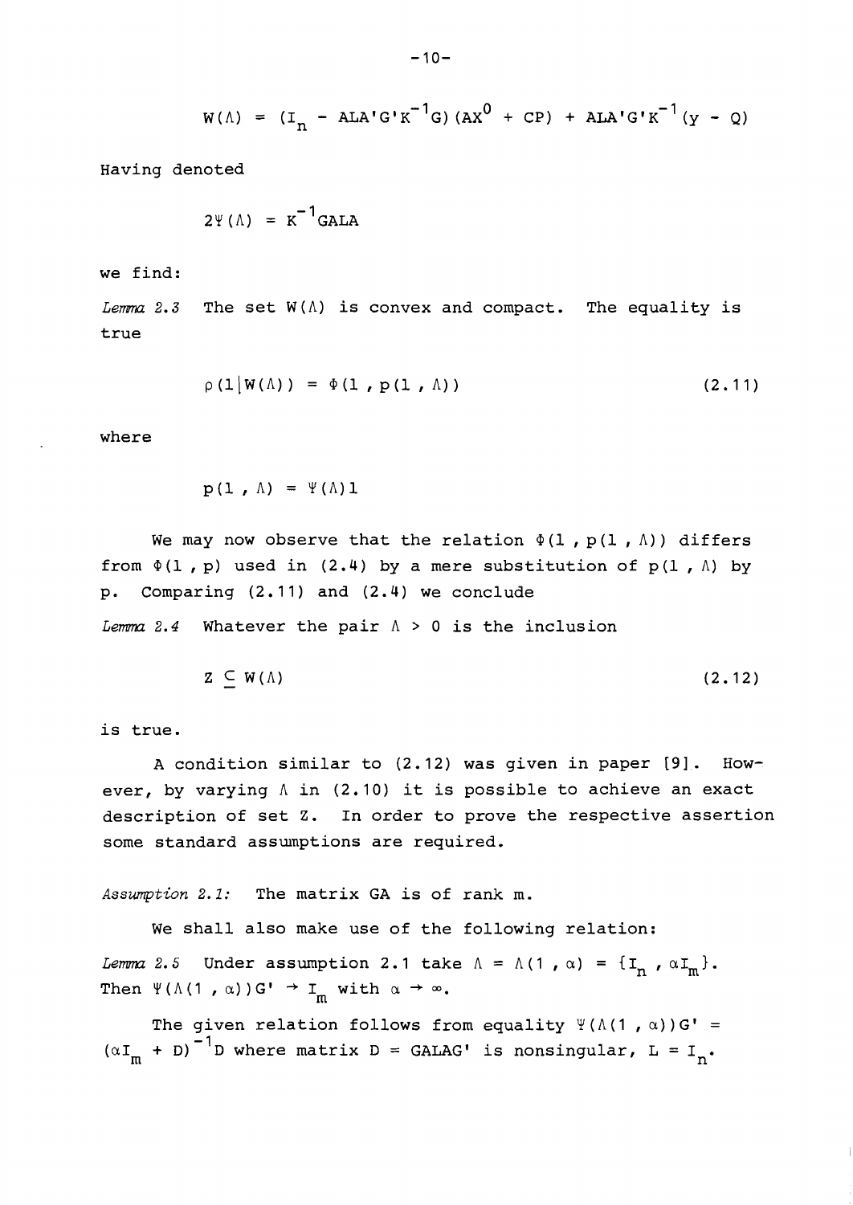$$W(\Lambda) = (I_n - ALA'G'K^{-1}G)(AX^0 + CP) + ALA'G'K^{-1}(y - Q)$$

Having denoted

$$2\Psi(\Lambda) = K^{-1}GALA$$

we find:

*Lemma 2.3* The set $W(\Lambda)$ is convex and compact. The equality is true

$$\rho(l|W(\Lambda)) = \Phi(l, p(l, \Lambda)) \tag{2.11}$$

where

$$p(l, \Lambda) = \Psi(\Lambda)l$$

We may now observe that the relation $\Phi(l, p(l, \Lambda))$ differs from $\Phi(l, p)$ used in (2.4) by a mere substitution of $p(l, \Lambda)$ by $p$. Comparing (2.11) and (2.4) we conclude

*Lemma 2.4* Whatever the pair $\Lambda > 0$ is the inclusion

$$Z \subseteq W(\Lambda) \tag{2.12}$$

is true.

A condition similar to (2.12) was given in paper [9]. However, by varying $\Lambda$ in (2.10) it is possible to achieve an exact description of set $Z$. In order to prove the respective assertion some standard assumptions are required.

*Assumption 2.1:* The matrix $GA$ is of rank $m$.

We shall also make use of the following relation:

*Lemma 2.5* Under assumption 2.1 take $\Lambda = \Lambda(1, \alpha) = \{I_n, \alpha I_m\}$. Then $\Psi(\Lambda(1, \alpha))G' \to I_m$ with $\alpha \to \infty$.

The given relation follows from equality $\Psi(\Lambda(1, \alpha))G' = (\alpha I_m + D)^{-1}D$ where matrix $D = GALAG'$ is nonsingular, $L = I_n$.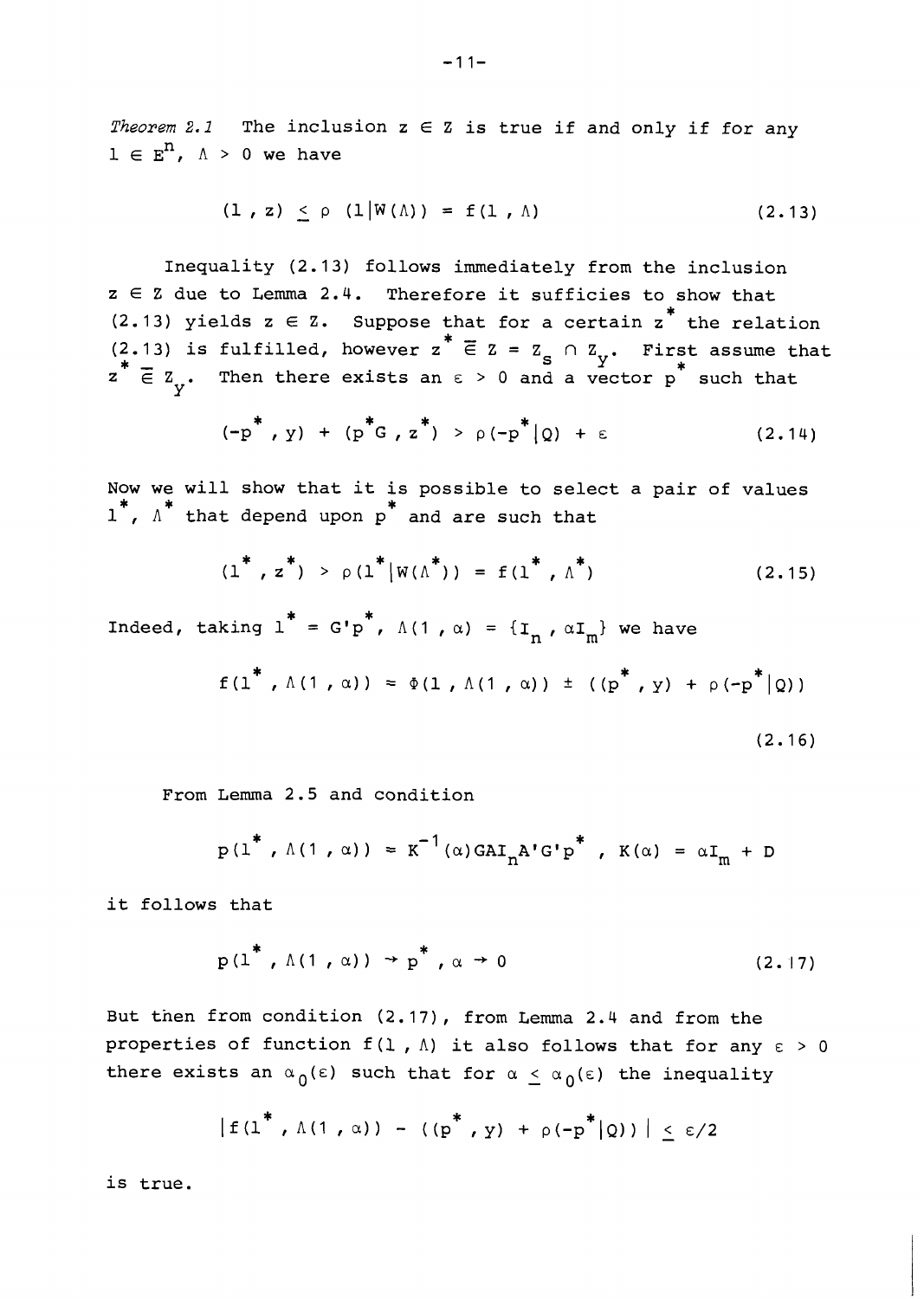*Theorem 2.1* The inclusion $z \in Z$ is true if and only if for any $l \in E^n$, $\Lambda > 0$ we have

$$(l , z) \leq \rho \ (l|W(\Lambda)) = f(l , \Lambda) \tag{2.13}$$

Inequality (2.13) follows immediately from the inclusion $z \in Z$ due to Lemma 2.4. Therefore it sufficies to show that (2.13) yields $z \in Z$. Suppose that for a certain $z^*$ the relation (2.13) is fulfilled, however $z^* \overline{\in} Z = Z_s \cap Z_y$. First assume that $z^* \overline{\in} Z_y$. Then there exists an $\varepsilon > 0$ and a vector $p^*$ such that

$$(-p^* , y) + (p^*G , z^*) > \rho(-p^*|Q) + \varepsilon \tag{2.14}$$

Now we will show that it is possible to select a pair of values $l^*$, $\Lambda^*$ that depend upon $p^*$ and are such that

$$(l^* , z^*) > \rho(l^*|W(\Lambda^*)) = f(l^* , \Lambda^*) \tag{2.15}$$

Indeed, taking $l^* = G'p^*$, $\Lambda(1 , \alpha) = \{I_n , \alpha I_m\}$ we have

$$f(l^* , \Lambda(1 , \alpha)) = \Phi(1 , \Lambda(1 , \alpha)) \pm ((p^* , y) + \rho(-p^*|Q)) \tag{2.16}$$

From Lemma 2.5 and condition

$$p(l^* , \Lambda(1 , \alpha)) = K^{-1}(\alpha)GAI_nA'G'p^* \ , \ K(\alpha) = \alpha I_m + D$$

it follows that

$$p(l^* , \Lambda(1 , \alpha)) \rightarrow p^* \ , \alpha \rightarrow 0 \tag{2.17}$$

But then from condition (2.17), from Lemma 2.4 and from the properties of function $f(l , \Lambda)$ it also follows that for any $\varepsilon > 0$ there exists an $\alpha_0(\varepsilon)$ such that for $\alpha \leq \alpha_0(\varepsilon)$ the inequality

$$|f(l^* , \Lambda(1 , \alpha)) - ((p^* , y) + \rho(-p^*|Q))| \leq \varepsilon/2$$

is true.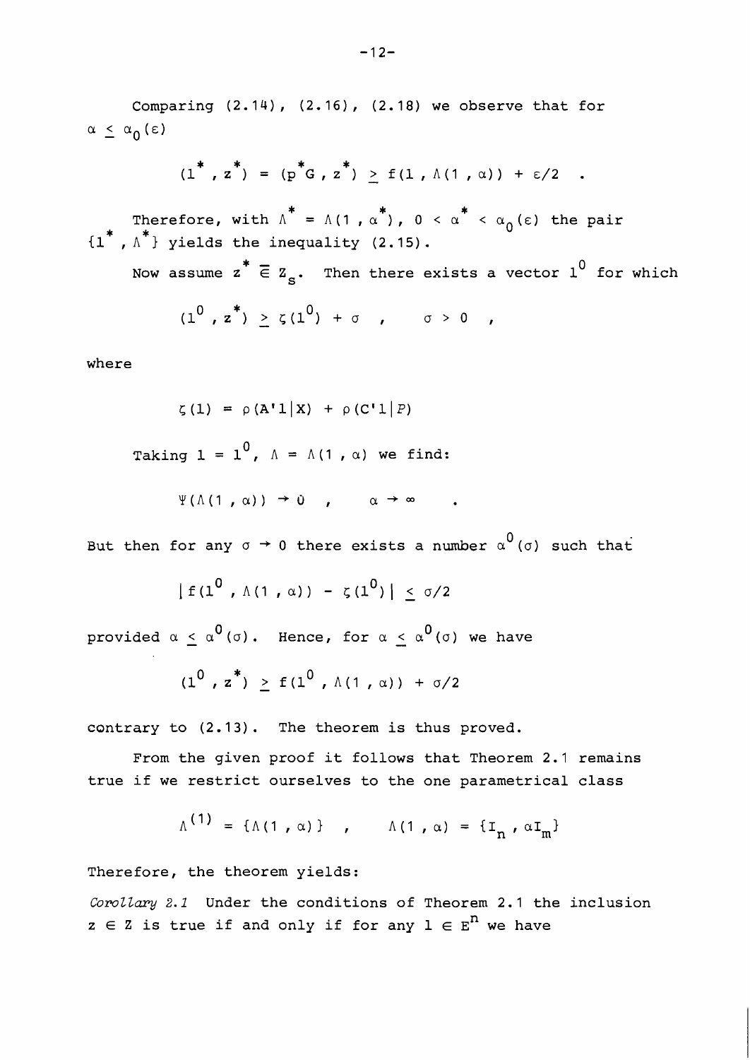Comparing (2.14), (2.16), (2.18) we observe that for $\alpha \leq \alpha_0(\varepsilon)$

$$(1^*, z^*) = (p^*G, z^*) \geq f(1, \Lambda(1, \alpha)) + \varepsilon/2 \quad .$$

Therefore, with $\Lambda^* = \Lambda(1, \alpha^*)$, $0 < \alpha^* < \alpha_0(\varepsilon)$ the pair $\{1^*, \Lambda^*\}$ yields the inequality (2.15).

Now assume $z^* \overline{\in} Z_s$. Then there exists a vector $1^0$ for which

$$(1^0, z^*) \geq \zeta(1^0) + \sigma \quad , \qquad \sigma > 0 \quad ,$$

where

$$\zeta(1) = \rho(A'1 | X) + \rho(C'1 | P)$$

Taking $1 = 1^0$, $\Lambda = \Lambda(1, \alpha)$ we find:

$$\Psi(\Lambda(1, \alpha)) \to 0 \quad , \qquad \alpha \to \infty \quad .$$

But then for any $\sigma \to 0$ there exists a number $\alpha^0(\sigma)$ such that

$$| f(1^0, \Lambda(1, \alpha)) - \zeta(1^0) | \leq \sigma/2$$

provided $\alpha \leq \alpha^0(\sigma)$. Hence, for $\alpha \leq \alpha^0(\sigma)$ we have

$$(1^0, z^*) \geq f(1^0, \Lambda(1, \alpha)) + \sigma/2$$

contrary to (2.13). The theorem is thus proved.

From the given proof it follows that Theorem 2.1 remains true if we restrict ourselves to the one parametrical class

$$\Lambda^{(1)} = \{\Lambda(1, \alpha)\} \quad , \qquad \Lambda(1, \alpha) = \{I_n, \alpha I_m\}$$

Therefore, the theorem yields:

*Corollary 2.1* Under the conditions of Theorem 2.1 the inclusion $z \in Z$ is true if and only if for any $1 \in E^n$ we have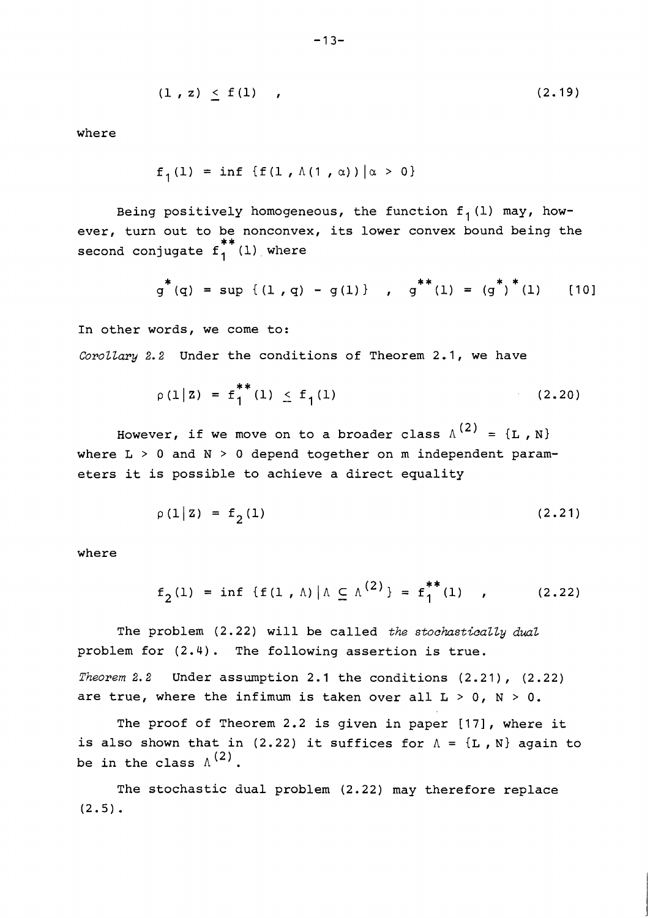$$(l\ ,\ z) \leq f(l)\quad , \tag{2.19}$$

where

$$f_1(l) = \inf \{f(l\ ,\ \Lambda(l\ ,\ \alpha))\,|\,\alpha > 0\}$$

Being positively homogeneous, the function $f_1(l)$ may, however, turn out to be nonconvex, its lower convex bound being the second conjugate $f_1^{**}(l)$ where

$$g^*(q) = \sup\ \{(l\ ,\ q) - g(l)\}\quad ,\quad g^{**}(l) = (g^*)^*(l)\qquad [10]$$

In other words, we come to:

*Corollary 2.2* Under the conditions of Theorem 2.1, we have

$$\rho(l\,|\,Z) = f_1^{**}(l) \leq f_1(l) \tag{2.20}$$

However, if we move on to a broader class $\Lambda^{(2)} = \{L\ ,\ N\}$ where $L > 0$ and $N > 0$ depend together on m independent parameters it is possible to achieve a direct equality

$$\rho(l\,|\,Z) = f_2(l) \tag{2.21}$$

where

$$f_2(l) = \inf\ \{f(l\ ,\ \Lambda)\,|\,\Lambda \subseteq \Lambda^{(2)}\} = f_1^{**}(l)\quad , \tag{2.22}$$

The problem (2.22) will be called *the stochastically dual* problem for (2.4). The following assertion is true.

*Theorem 2.2* Under assumption 2.1 the conditions (2.21), (2.22) are true, where the infimum is taken over all $L > 0$, $N > 0$.

The proof of Theorem 2.2 is given in paper [17], where it is also shown that in (2.22) it suffices for $\Lambda = \{L\ ,\ N\}$ again to be in the class $\Lambda^{(2)}$.

The stochastic dual problem (2.22) may therefore replace (2.5).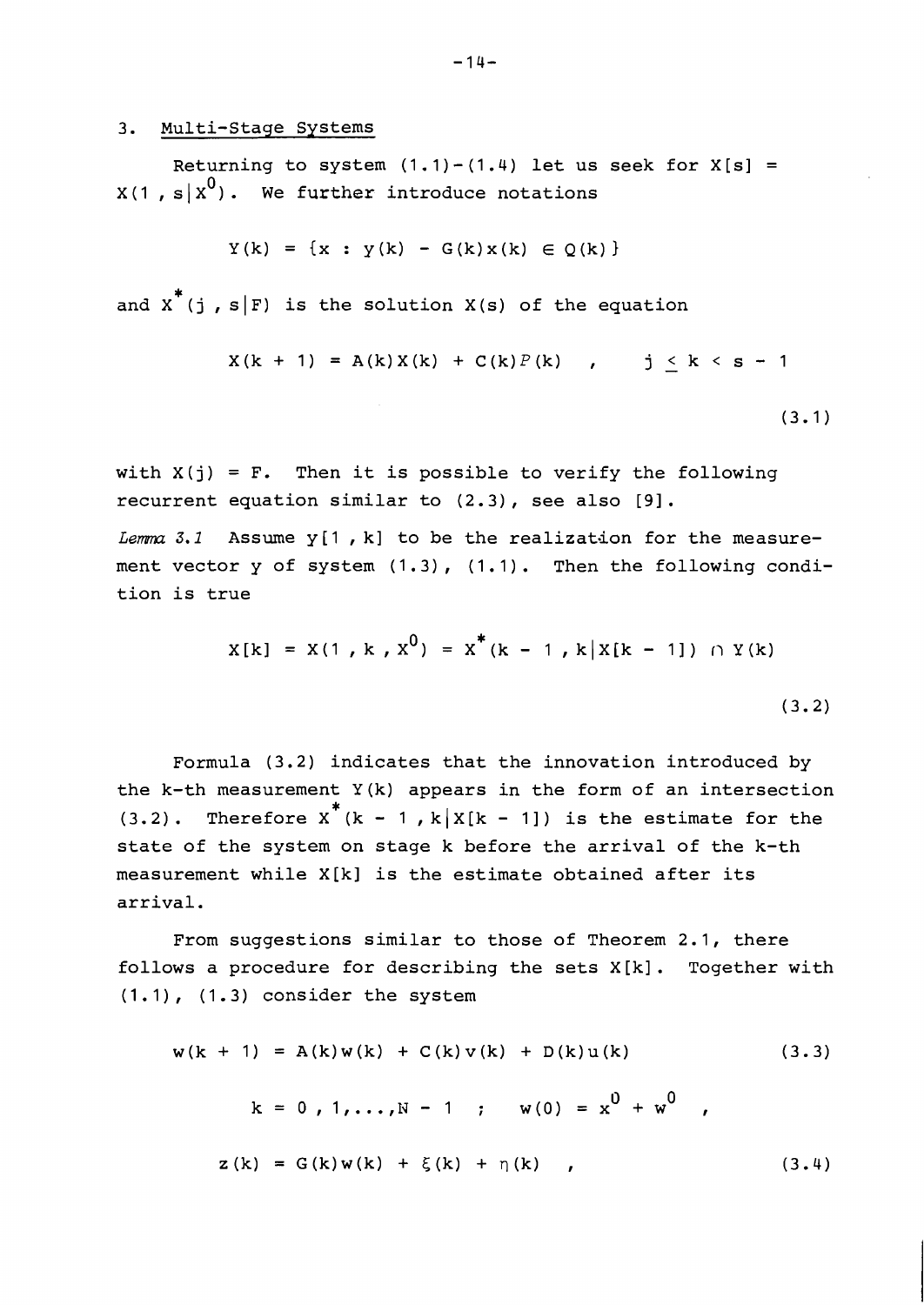## 3. Multi-Stage Systems

Returning to system (1.1)-(1.4) let us seek for $X[s] = X(1, s|X^0)$. We further introduce notations

$$Y(k) = \{x : y(k) - G(k)x(k) \in Q(k)\}$$

and $X^*(j, s|F)$ is the solution $X(s)$ of the equation

$$X(k+1) = A(k)X(k) + C(k)P(k) \quad , \quad j \leq k < s - 1 \tag{3.1}$$

with $X(j) = F$. Then it is possible to verify the following recurrent equation similar to (2.3), see also [9].

*Lemma 3.1* Assume $y[1, k]$ to be the realization for the measurement vector $y$ of system (1.3), (1.1). Then the following condition is true

$$X[k] = X(1, k, X^0) = X^*(k-1, k|X[k-1]) \cap Y(k) \tag{3.2}$$

Formula (3.2) indicates that the innovation introduced by the k-th measurement $Y(k)$ appears in the form of an intersection (3.2). Therefore $X^*(k-1, k|X[k-1])$ is the estimate for the state of the system on stage k before the arrival of the k-th measurement while $X[k]$ is the estimate obtained after its arrival.

From suggestions similar to those of Theorem 2.1, there follows a procedure for describing the sets $X[k]$. Together with (1.1), (1.3) consider the system

$$w(k+1) = A(k)w(k) + C(k)v(k) + D(k)u(k) \tag{3.3}$$

$$k = 0, 1, \ldots, N-1 \quad ; \quad w(0) = x^0 + w^0 \quad ,$$

$$z(k) = G(k)w(k) + \xi(k) + \eta(k) \quad , \tag{3.4}$$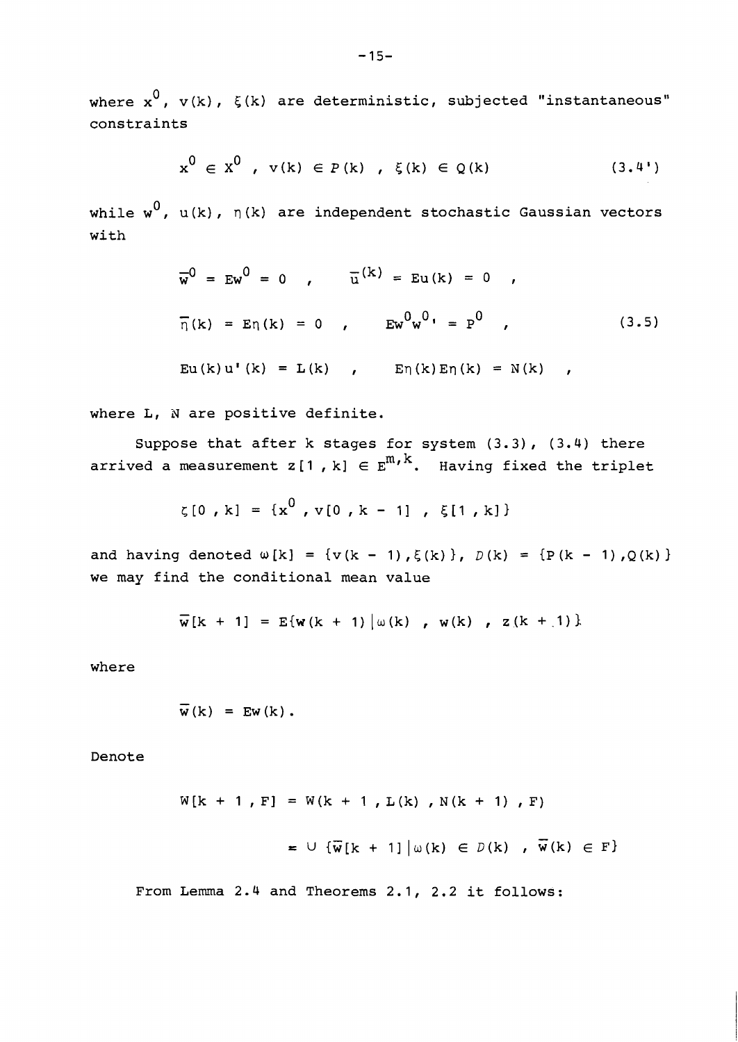where $x^0$, $v(k)$, $\xi(k)$ are deterministic, subjected "instantaneous" constraints

$$x^0 \in X^0 \ , \ v(k) \in P(k) \ , \ \xi(k) \in Q(k) \qquad (3.4')$$

while $w^0$, $u(k)$, $\eta(k)$ are independent stochastic Gaussian vectors with

$$\begin{aligned}
&\bar{w}^0 = Ew^0 = 0 \ , \qquad \bar{u}^{(k)} = Eu(k) = 0 \ , \\
&\bar{\eta}(k) = E\eta(k) = 0 \ , \qquad Ew^0 w^{0\prime} = P^0 \ , \qquad (3.5) \\
&Eu(k)u'(k) = L(k) \ , \qquad E\eta(k)E\eta(k) = N(k) \ ,
\end{aligned}$$

where L, N are positive definite.

Suppose that after k stages for system (3.3), (3.4) there arrived a measurement $z[1, k] \in E^{m,k}$. Having fixed the triplet

$$\zeta[0, k] = \{x^0, v[0, k-1], \xi[1, k]\}$$

and having denoted $\omega[k] = \{v(k-1), \xi(k)\}$, $D(k) = \{P(k-1), Q(k)\}$ we may find the conditional mean value

$$\bar{w}[k+1] = E\{w(k+1) \,|\, \omega(k) \ , \ w(k) \ , \ z(k+1)\}$$

where

$$\bar{w}(k) = Ew(k) .$$

Denote

$$\begin{aligned}
W[k+1, F] &= W(k+1, L(k), N(k+1), F) \\
&= \cup \{\bar{w}[k+1] \,|\, \omega(k) \in D(k) \ , \ \bar{w}(k) \in F\}
\end{aligned}$$

From Lemma 2.4 and Theorems 2.1, 2.2 it follows: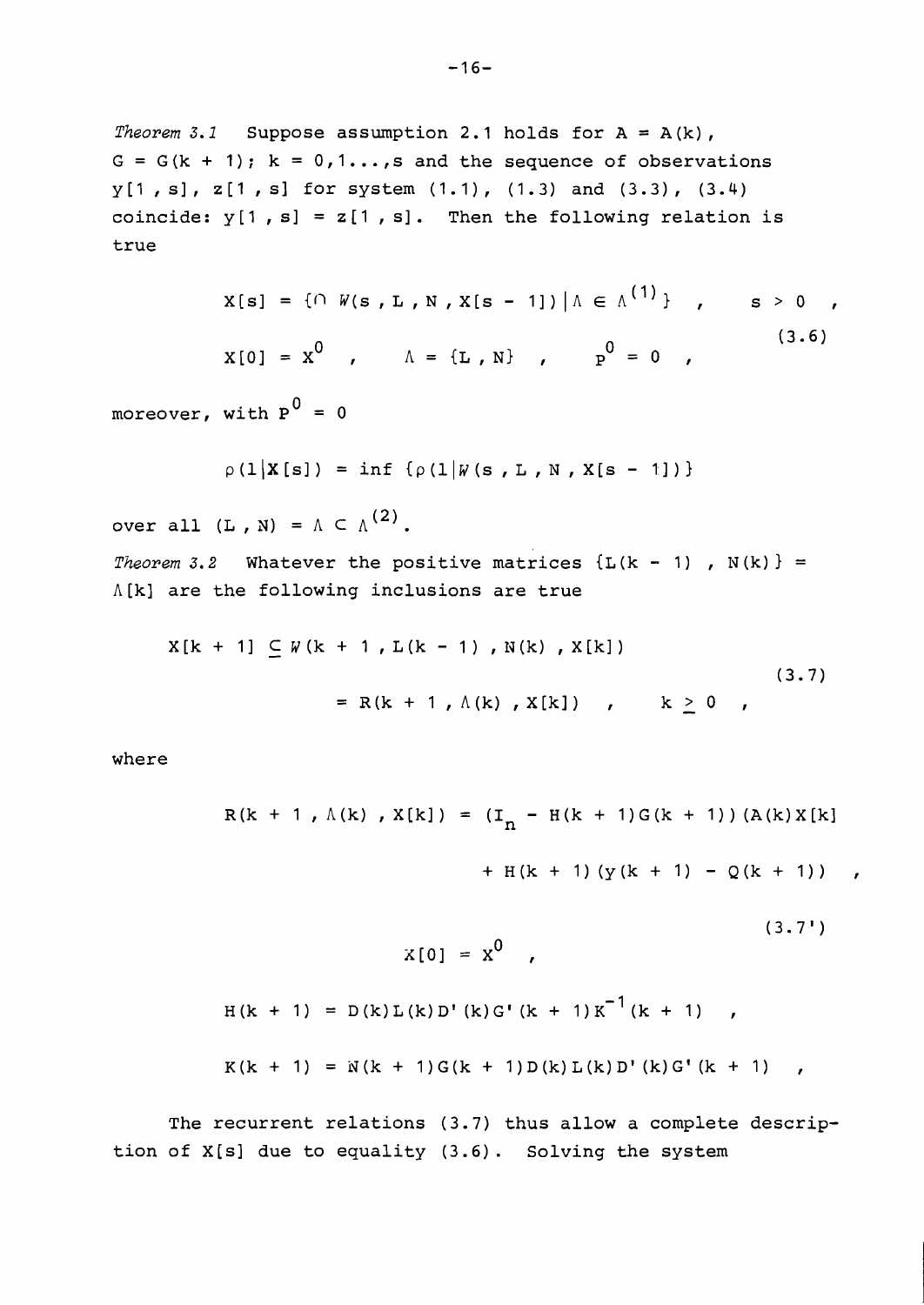*Theorem 3.1* Suppose assumption 2.1 holds for $A = A(k)$, $G = G(k + 1)$; $k = 0, 1 \ldots, s$ and the sequence of observations $y[1, s]$, $z[1, s]$ for system (1.1), (1.3) and (3.3), (3.4) coincide: $y[1, s] = z[1, s]$. Then the following relation is true

$$X[s] = \{\cap \, W(s, L, N, X[s-1]) \mid \Lambda \in \Lambda^{(1)}\} \quad , \qquad s > 0 \quad ,$$

$$X[0] = X^0 \quad , \qquad \Lambda = \{L, N\} \quad , \qquad P^0 = 0 \quad , \tag{3.6}$$

moreover, with $P^0 = 0$

$$\rho(l \mid X[s]) = \inf \{\rho(l \mid W(s, L, N, X[s-1])\}$$

over all $(L, N) = \Lambda \subset \Lambda^{(2)}$.

*Theorem 3.2* Whatever the positive matrices $\{L(k-1), N(k)\} = \Lambda[k]$ are the following inclusions are true

$$X[k+1] \subseteq W(k+1, L(k-1), N(k), X[k])$$

$$= R(k+1, \Lambda(k), X[k]) \quad , \qquad k \geq 0 \quad , \tag{3.7}$$

where

$$R(k+1, \Lambda(k), X[k]) = (I_n - H(k+1)G(k+1))(A(k)X[k]$$

$$+ H(k+1)(y(k+1) - Q(k+1)) \quad ,$$

$$X[0] = X^0 \quad , \tag{3.7'}$$

$$H(k+1) = D(k)L(k)D'(k)G'(k+1)K^{-1}(k+1) \quad ,$$

$$K(k+1) = N(k+1)G(k+1)D(k)L(k)D'(k)G'(k+1) \quad ,$$

The recurrent relations (3.7) thus allow a complete description of $X[s]$ due to equality (3.6). Solving the system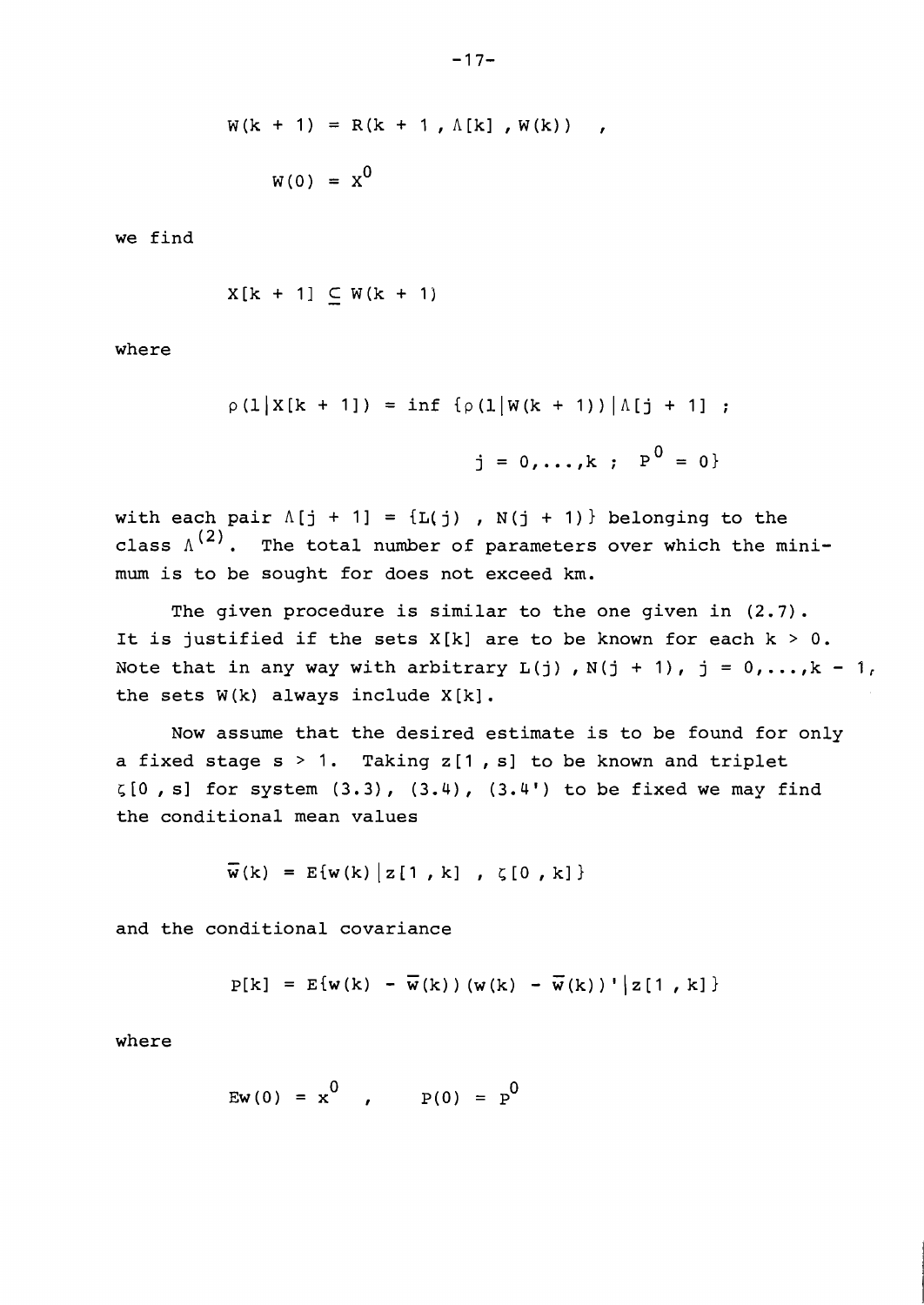$$W(k+1) = R(k+1, \Lambda[k], W(k)) ,$$

$$W(0) = X^0$$

we find

$$X[k+1] \subseteq W(k+1)$$

where

$$\rho(l|X[k+1]) = \inf \{\rho(l|W(k+1))|\Lambda[j+1] ;$$

$$j = 0,\ldots,k ; \; P^0 = 0\}$$

with each pair $\Lambda[j+1] = \{L(j) , N(j+1)\}$ belonging to the class $\Lambda^{(2)}$. The total number of parameters over which the minimum is to be sought for does not exceed km.

The given procedure is similar to the one given in (2.7). It is justified if the sets $X[k]$ are to be known for each $k > 0$. Note that in any way with arbitrary $L(j) , N(j+1)$, $j = 0,\ldots,k-1$, the sets $W(k)$ always include $X[k]$.

Now assume that the desired estimate is to be found for only a fixed stage $s > 1$. Taking $z[1 , s]$ to be known and triplet $\zeta[0 , s]$ for system (3.3), (3.4), (3.4') to be fixed we may find the conditional mean values

$$\bar{w}(k) = E\{w(k)|z[1 , k] , \zeta[0 , k]\}$$

and the conditional covariance

$$P[k] = E\{w(k) - \bar{w}(k))(w(k) - \bar{w}(k))'|z[1 , k]\}$$

where

$$Ew(0) = x^0 , \qquad P(0) = P^0$$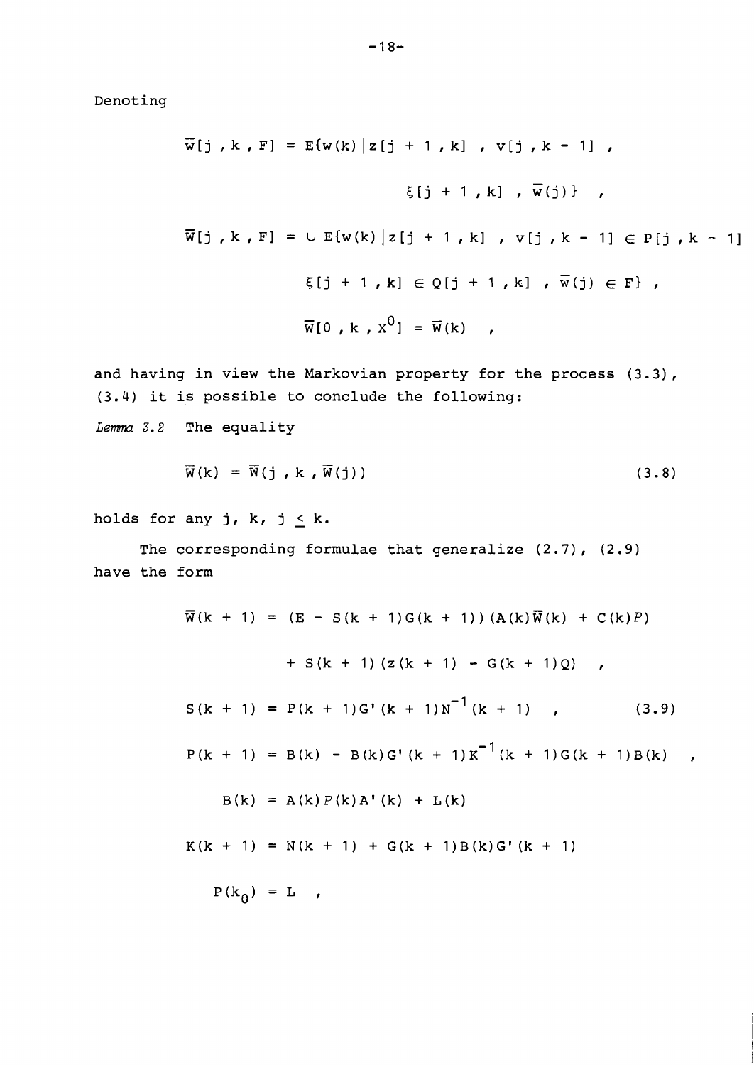Denoting

$$\bar{w}[j, k, F] = E\{w(k) | z[j+1, k], v[j, k-1], \xi[j+1, k], \bar{w}(j)\},$$

$$\bar{W}[j, k, F] = \cup E\{w(k) | z[j+1, k], v[j, k-1] \in P[j, k-1] \; \xi[j+1, k] \in Q[j+1, k], \bar{w}(j) \in F\},$$

$$\bar{W}[0, k, X^0] = \bar{W}(k),$$

and having in view the Markovian property for the process (3.3), (3.4) it is possible to conclude the following:

*Lemma 3.2* The equality

$$\bar{W}(k) = \bar{W}(j, k, \bar{W}(j)) \tag{3.8}$$

holds for any j, k, $j \leq k$.

The corresponding formulae that generalize (2.7), (2.9) have the form

$$\bar{W}(k+1) = (E - S(k+1)G(k+1))(A(k)\bar{W}(k) + C(k)\mathcal{P}) + S(k+1)(z(k+1) - G(k+1)Q),$$

$$S(k+1) = P(k+1)G'(k+1)N^{-1}(k+1), \tag{3.9}$$

$$P(k+1) = B(k) - B(k)G'(k+1)K^{-1}(k+1)G(k+1)B(k),$$

$$B(k) = A(k)\mathcal{P}(k)A'(k) + L(k)$$

$$K(k+1) = N(k+1) + G(k+1)B(k)G'(k+1)$$

$$P(k_0) = L,$$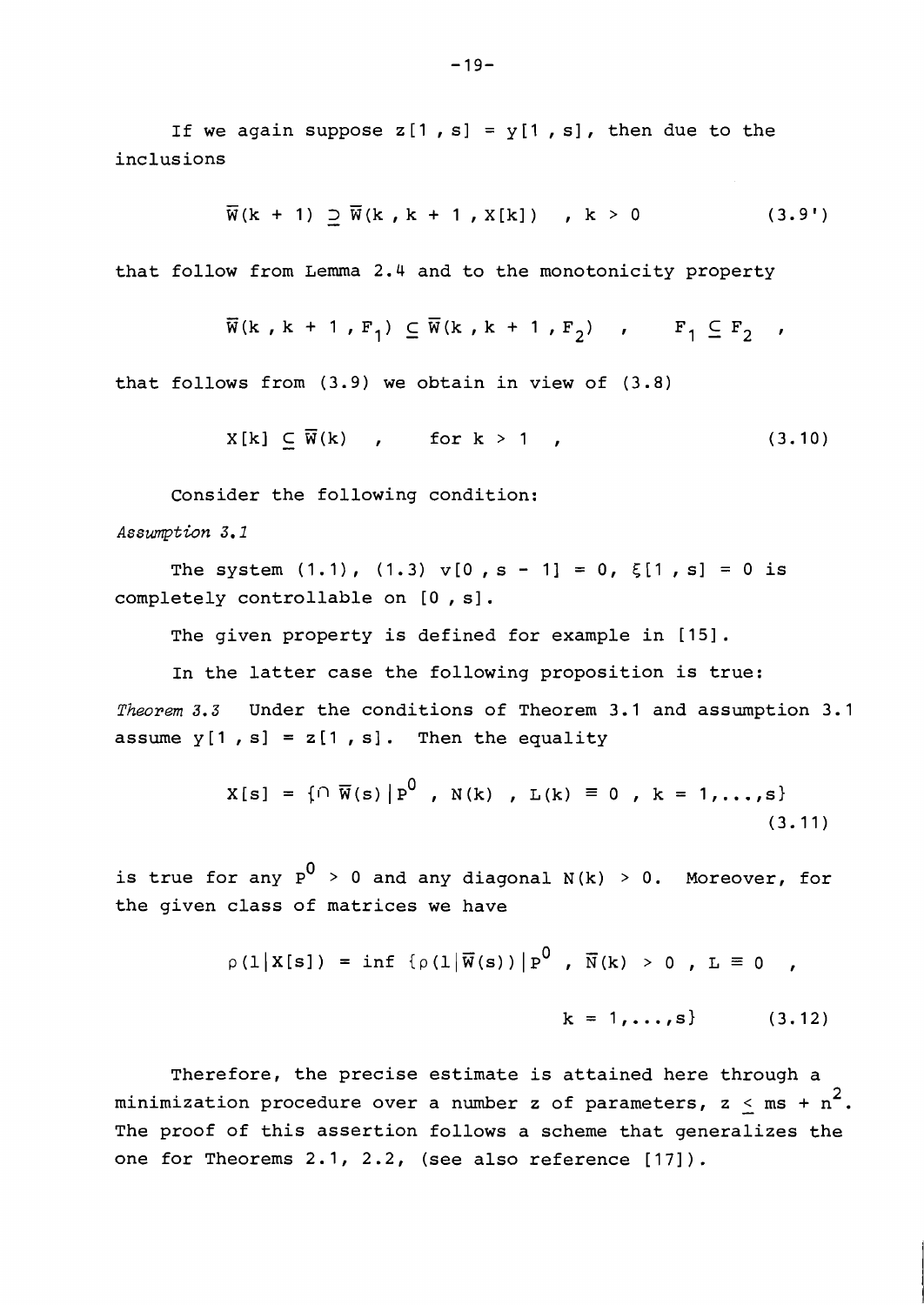If we again suppose $z[1, s] = y[1, s]$, then due to the inclusions

$$\overline{W}(k+1) \supseteq \overline{W}(k, k+1, X[k]) \quad , \; k > 0 \tag{3.9'}$$

that follow from Lemma 2.4 and to the monotonicity property

$$\overline{W}(k, k+1, F_1) \subseteq \overline{W}(k, k+1, F_2) \quad , \qquad F_1 \subseteq F_2 \quad ,$$

that follows from (3.9) we obtain in view of (3.8)

$$X[k] \subseteq \overline{W}(k) \quad , \qquad \text{for } k > 1 \quad , \tag{3.10}$$

Consider the following condition:

*Assumption 3.1*

The system (1.1), (1.3) $v[0, s-1] = 0$, $\xi[1, s] = 0$ is completely controllable on $[0, s]$.

The given property is defined for example in [15].

In the latter case the following proposition is true:

*Theorem 3.3* Under the conditions of Theorem 3.1 and assumption 3.1 assume $y[1, s] = z[1, s]$. Then the equality

$$X[s] = \{\cap \, \overline{W}(s) \,|\, P^0 \; , \; N(k) \; , \; L(k) \equiv 0 \; , \; k = 1, \ldots, s\} \tag{3.11}$$

is true for any $P^0 > 0$ and any diagonal $N(k) > 0$. Moreover, for the given class of matrices we have

$$\rho(l \,|\, X[s]) = \inf \, \{\rho(l \,|\, \overline{W}(s)) \,|\, P^0 \; , \; \overline{N}(k) > 0 \; , \; L \equiv 0 \; , \; k = 1, \ldots, s\} \tag{3.12}$$

Therefore, the precise estimate is attained here through a minimization procedure over a number $z$ of parameters, $z \leq ms + n^2$. The proof of this assertion follows a scheme that generalizes the one for Theorems 2.1, 2.2, (see also reference [17]).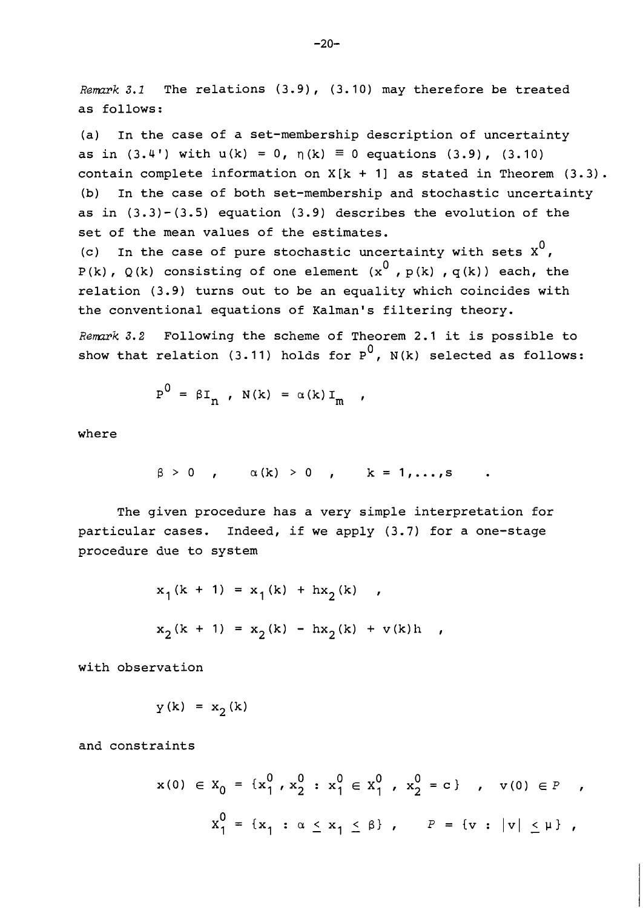*Remark 3.1* The relations (3.9), (3.10) may therefore be treated as follows:

(a) In the case of a set-membership description of uncertainty as in (3.4') with $u(k) = 0$, $\eta(k) \equiv 0$ equations (3.9), (3.10) contain complete information on $X[k+1]$ as stated in Theorem (3.3).

(b) In the case of both set-membership and stochastic uncertainty as in (3.3)-(3.5) equation (3.9) describes the evolution of the set of the mean values of the estimates.

(c) In the case of pure stochastic uncertainty with sets $X^0$, $P(k)$, $Q(k)$ consisting of one element $(x^0, p(k), q(k))$ each, the relation (3.9) turns out to be an equality which coincides with the conventional equations of Kalman's filtering theory.

*Remark 3.2* Following the scheme of Theorem 2.1 it is possible to show that relation (3.11) holds for $P^0$, $N(k)$ selected as follows:

$$P^0 = \beta I_n \ , \ N(k) = \alpha(k) I_m \ ,$$

where

$$\beta > 0 \ , \quad \alpha(k) > 0 \ , \quad k = 1, \ldots, s \quad .$$

The given procedure has a very simple interpretation for particular cases. Indeed, if we apply (3.7) for a one-stage procedure due to system

$$x_1(k+1) = x_1(k) + h x_2(k) \quad ,$$

$$x_2(k+1) = x_2(k) - h x_2(k) + v(k) h \quad ,$$

with observation

$$y(k) = x_2(k)$$

and constraints

$$x(0) \in X_0 = \{x_1^0, x_2^0 : x_1^0 \in X_1^0 \ , \ x_2^0 = c\} \quad , \quad v(0) \in P \quad ,$$

$$X_1^0 = \{x_1 : \alpha \leq x_1 \leq \beta\} \ , \qquad P = \{v : |v| \leq \mu\} \ ,$$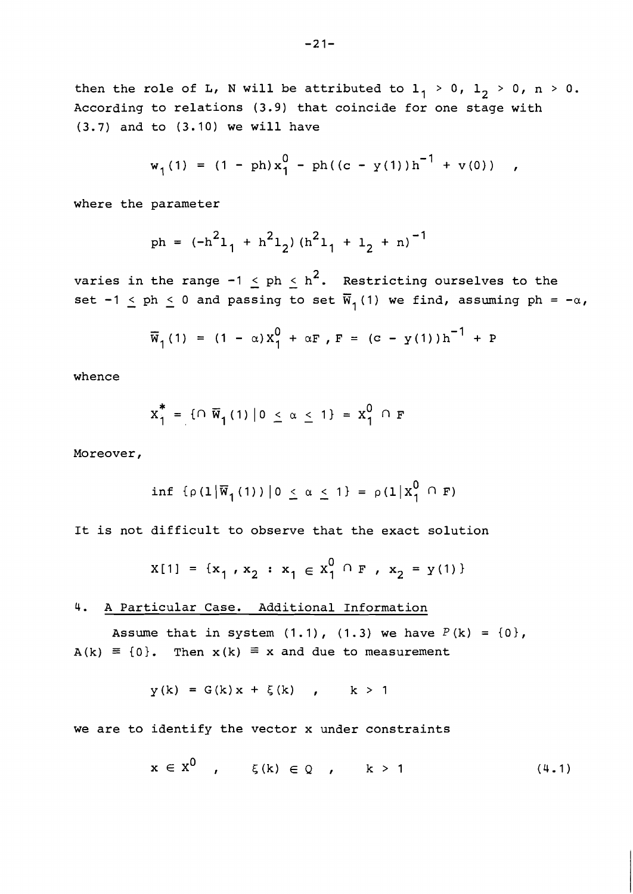then the role of L, N will be attributed to $l_1 > 0$, $l_2 > 0$, $n > 0$. According to relations (3.9) that coincide for one stage with (3.7) and to (3.10) we will have

$$w_1(1) = (1 - ph)x_1^0 - ph((c - y(1))h^{-1} + v(0)) \quad ,$$

where the parameter

$$ph = (-h^2 l_1 + h^2 l_2)(h^2 l_1 + l_2 + n)^{-1}$$

varies in the range $-1 \leq ph \leq h^2$. Restricting ourselves to the set $-1 \leq ph \leq 0$ and passing to set $\overline{W}_1(1)$ we find, assuming $ph = -\alpha$,

$$\overline{W}_1(1) = (1 - \alpha)X_1^0 + \alpha F \ , \ F = (c - y(1))h^{-1} + P$$

whence

$$X_1^* = \{\cap \overline{W}_1(1) \,|\, 0 \leq \alpha \leq 1\} = X_1^0 \cap F$$

Moreover,

$$\inf \{\rho(l|\overline{W}_1(1)) \,|\, 0 \leq \alpha \leq 1\} = \rho(l|X_1^0 \cap F)$$

It is not difficult to observe that the exact solution

$$X[1] = \{x_1 , x_2 : x_1 \in X_1^0 \cap F \ , \ x_2 = y(1)\}$$

## 4. A Particular Case. Additional Information

Assume that in system (1.1), (1.3) we have $P(k) = \{0\}$, $A(k) \equiv \{0\}$. Then $x(k) \equiv x$ and due to measurement

$$y(k) = G(k)x + \xi(k) \quad , \qquad k > 1$$

we are to identify the vector x under constraints

$$x \in X^0 \quad , \qquad \xi(k) \in Q \quad , \qquad k > 1 \tag{4.1}$$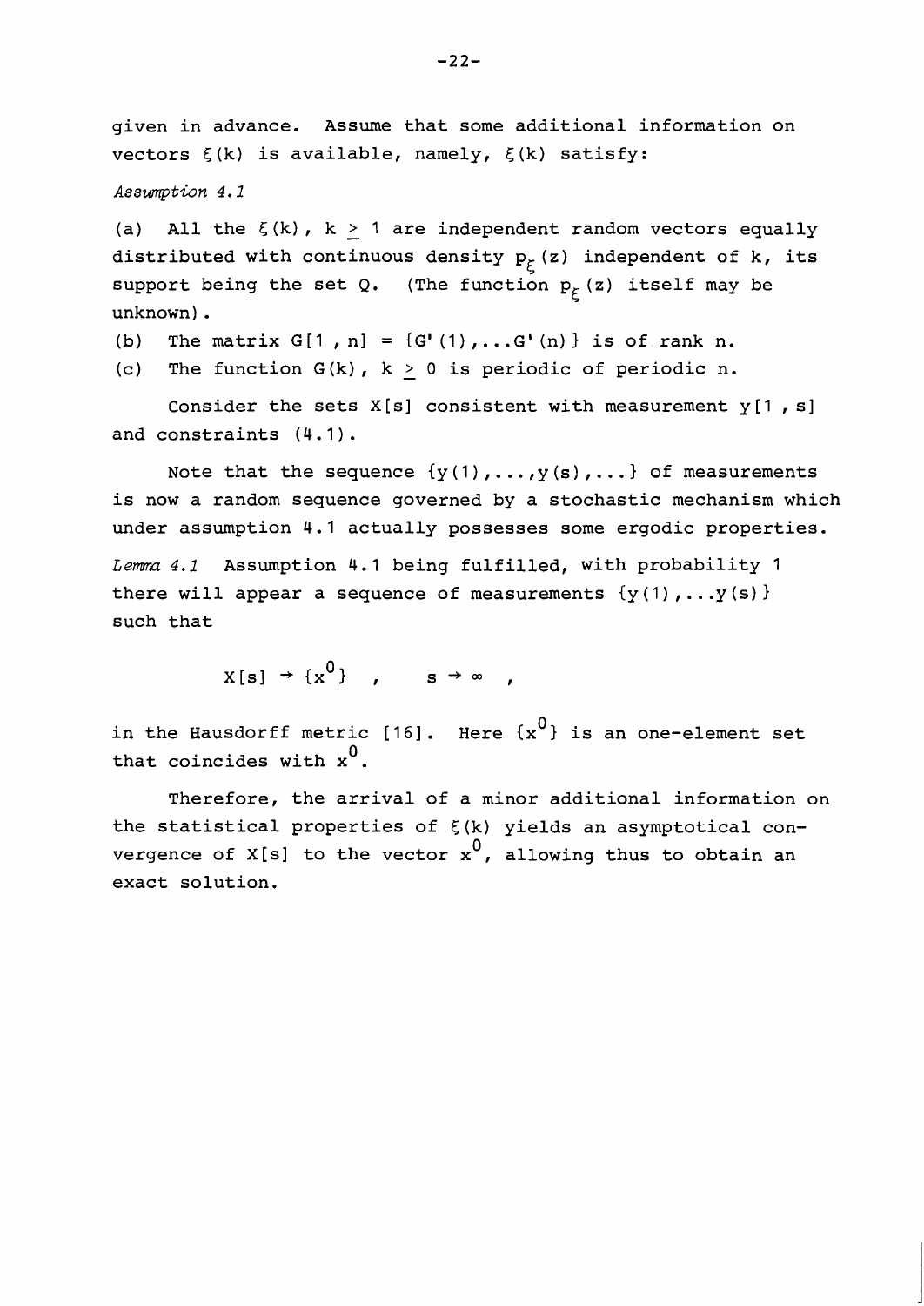given in advance. Assume that some additional information on vectors $\xi(k)$ is available, namely, $\xi(k)$ satisfy:

*Assumption 4.1*

(a) All the $\xi(k)$, $k \geq 1$ are independent random vectors equally distributed with continuous density $p_\xi(z)$ independent of k, its support being the set Q. (The function $p_\xi(z)$ itself may be unknown).

(b) The matrix $G[1, n] = \{G'(1), \ldots G'(n)\}$ is of rank n.

(c) The function $G(k)$, $k \geq 0$ is periodic of periodic n.

Consider the sets $X[s]$ consistent with measurement $y[1, s]$ and constraints (4.1).

Note that the sequence $\{y(1), \ldots, y(s), \ldots\}$ of measurements is now a random sequence governed by a stochastic mechanism which under assumption 4.1 actually possesses some ergodic properties.

*Lemma 4.1* Assumption 4.1 being fulfilled, with probability 1 there will appear a sequence of measurements $\{y(1), \ldots y(s)\}$ such that

$$X[s] \to \{x^0\} \quad , \qquad s \to \infty \quad ,$$

in the Hausdorff metric [16]. Here $\{x^0\}$ is an one-element set that coincides with $x^0$.

Therefore, the arrival of a minor additional information on the statistical properties of $\xi(k)$ yields an asymptotical convergence of $X[s]$ to the vector $x^0$, allowing thus to obtain an exact solution.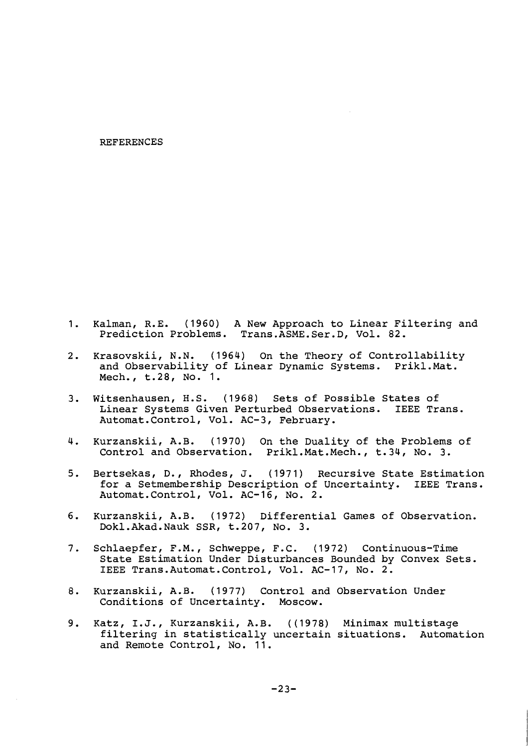# REFERENCES

1. Kalman, R.E. (1960) A New Approach to Linear Filtering and Prediction Problems. Trans.ASME.Ser.D, Vol. 82.

2. Krasovskii, N.N. (1964) On the Theory of Controllability and Observability of Linear Dynamic Systems. Prikl.Mat. Mech., t.28, No. 1.

3. Witsenhausen, H.S. (1968) Sets of Possible States of Linear Systems Given Perturbed Observations. IEEE Trans. Automat.Control, Vol. AC-3, February.

4. Kurzanskii, A.B. (1970) On the Duality of the Problems of Control and Observation. Prikl.Mat.Mech., t.34, No. 3.

5. Bertsekas, D., Rhodes, J. (1971) Recursive State Estimation for a Setmembership Description of Uncertainty. IEEE Trans. Automat.Control, Vol. AC-16, No. 2.

6. Kurzanskii, A.B. (1972) Differential Games of Observation. Dokl.Akad.Nauk SSR, t.207, No. 3.

7. Schlaepfer, F.M., Schweppe, F.C. (1972) Continuous-Time State Estimation Under Disturbances Bounded by Convex Sets. IEEE Trans.Automat.Control, Vol. AC-17, No. 2.

8. Kurzanskii, A.B. (1977) Control and Observation Under Conditions of Uncertainty. Moscow.

9. Katz, I.J., Kurzanskii, A.B. ((1978) Minimax multistage filtering in statistically uncertain situations. Automation and Remote Control, No. 11.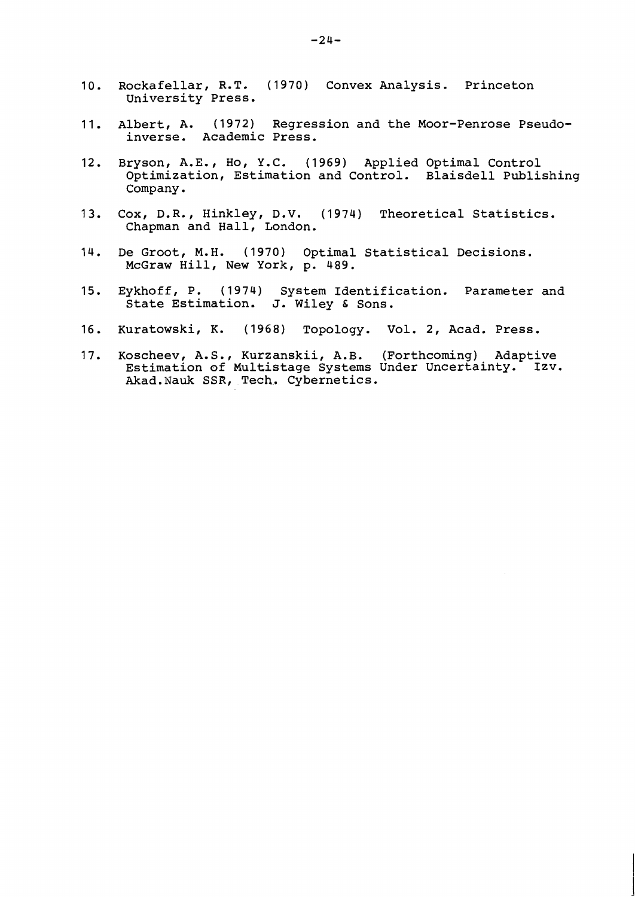10. Rockafellar, R.T. (1970) Convex Analysis. Princeton University Press.

11. Albert, A. (1972) Regression and the Moor-Penrose Pseudo-inverse. Academic Press.

12. Bryson, A.E., Ho, Y.C. (1969) Applied Optimal Control Optimization, Estimation and Control. Blaisdell Publishing Company.

13. Cox, D.R., Hinkley, D.V. (1974) Theoretical Statistics. Chapman and Hall, London.

14. De Groot, M.H. (1970) Optimal Statistical Decisions. McGraw Hill, New York, p. 489.

15. Eykhoff, P. (1974) System Identification. Parameter and State Estimation. J. Wiley & Sons.

16. Kuratowski, K. (1968) Topology. Vol. 2, Acad. Press.

17. Koscheev, A.S., Kurzanskii, A.B. (Forthcoming) Adaptive Estimation of Multistage Systems Under Uncertainty. Izv. Akad.Nauk SSR, Tech. Cybernetics.